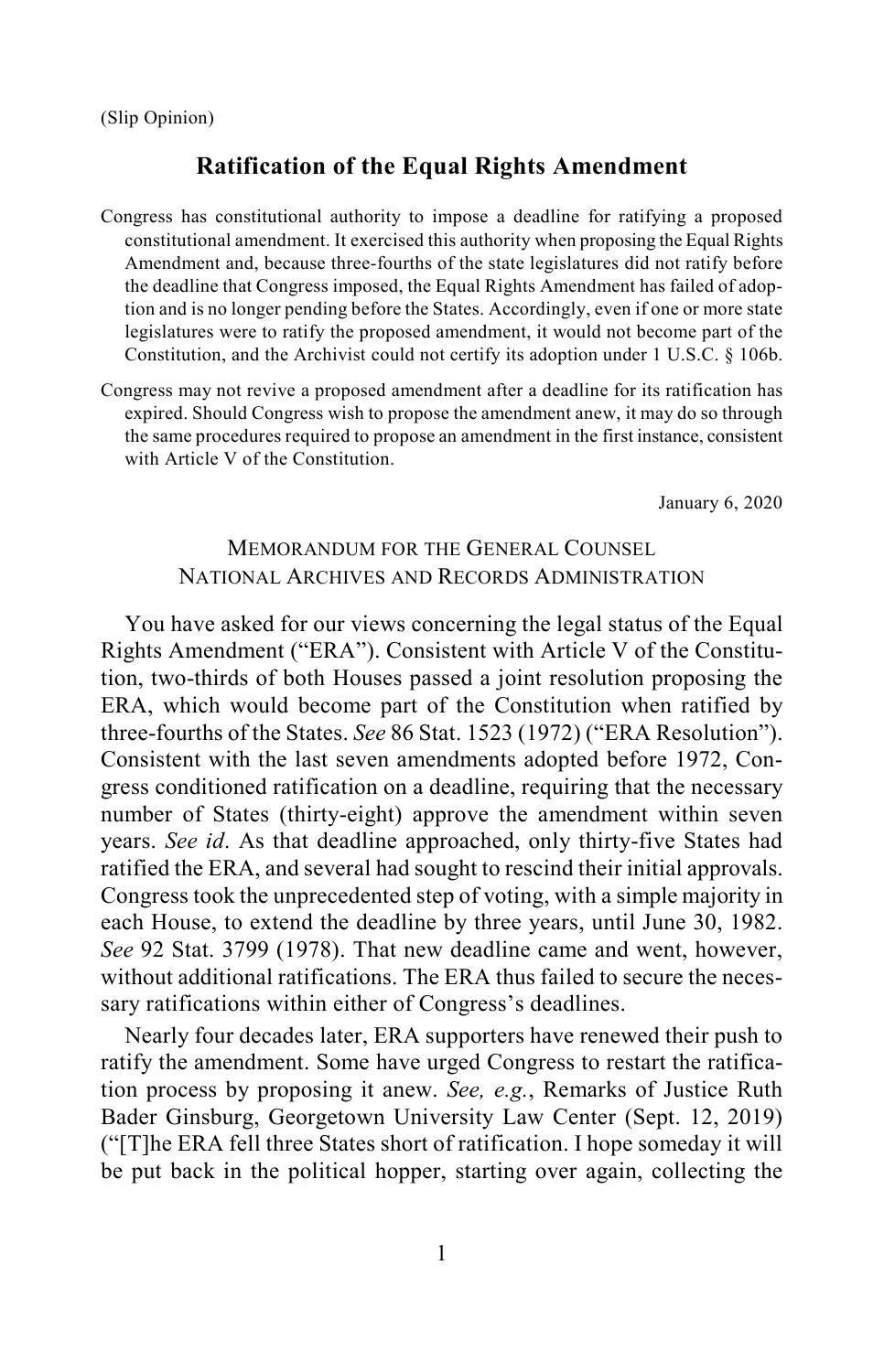(Slip Opinion)

# Ratification of the Equal Rights Amendment

Congress has constitutional authority to impose a deadline for ratifying a proposed constitutional amendment. It exercised this authority when proposing the Equal Rights Amendment and, because three-fourths of the state legislatures did not ratify before the deadline that Congress imposed, the Equal Rights Amendment has failed of adoption and is no longer pending before the States. Accordingly, even if one or more state legislatures were to ratify the proposed amendment, it would not become part of the Constitution, and the Archivist could not certify its adoption under 1 U.S.C. § 106b.

Congress may not revive a proposed amendment after a deadline for its ratification has expired. Should Congress wish to propose the amendment anew, it may do so through the same procedures required to propose an amendment in the first instance, consistent with Article V of the Constitution.

January 6, 2020

MEMORANDUM FOR THE GENERAL COUNSEL
NATIONAL ARCHIVES AND RECORDS ADMINISTRATION

You have asked for our views concerning the legal status of the Equal Rights Amendment ("ERA"). Consistent with Article V of the Constitution, two-thirds of both Houses passed a joint resolution proposing the ERA, which would become part of the Constitution when ratified by three-fourths of the States. *See* 86 Stat. 1523 (1972) ("ERA Resolution"). Consistent with the last seven amendments adopted before 1972, Congress conditioned ratification on a deadline, requiring that the necessary number of States (thirty-eight) approve the amendment within seven years. *See id*. As that deadline approached, only thirty-five States had ratified the ERA, and several had sought to rescind their initial approvals. Congress took the unprecedented step of voting, with a simple majority in each House, to extend the deadline by three years, until June 30, 1982. *See* 92 Stat. 3799 (1978). That new deadline came and went, however, without additional ratifications. The ERA thus failed to secure the necessary ratifications within either of Congress's deadlines.

Nearly four decades later, ERA supporters have renewed their push to ratify the amendment. Some have urged Congress to restart the ratification process by proposing it anew. *See, e.g.*, Remarks of Justice Ruth Bader Ginsburg, Georgetown University Law Center (Sept. 12, 2019) ("[T]he ERA fell three States short of ratification. I hope someday it will be put back in the political hopper, starting over again, collecting the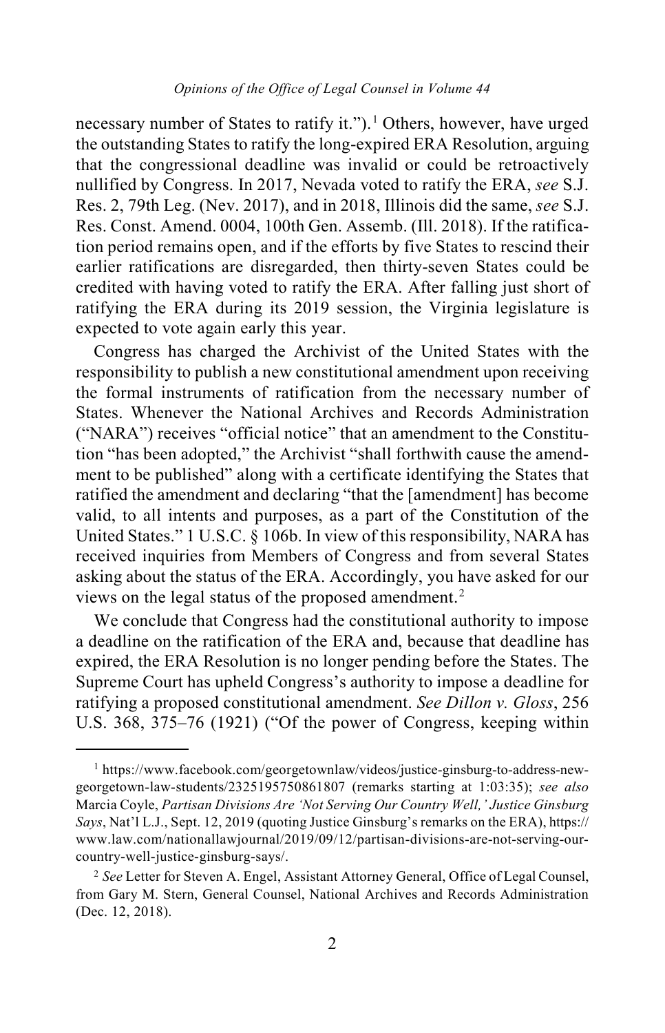necessary number of States to ratify it.").[1] Others, however, have urged the outstanding States to ratify the long-expired ERA Resolution, arguing that the congressional deadline was invalid or could be retroactively nullified by Congress. In 2017, Nevada voted to ratify the ERA, *see* S.J. Res. 2, 79th Leg. (Nev. 2017), and in 2018, Illinois did the same, *see* S.J. Res. Const. Amend. 0004, 100th Gen. Assemb. (Ill. 2018). If the ratification period remains open, and if the efforts by five States to rescind their earlier ratifications are disregarded, then thirty-seven States could be credited with having voted to ratify the ERA. After falling just short of ratifying the ERA during its 2019 session, the Virginia legislature is expected to vote again early this year.

Congress has charged the Archivist of the United States with the responsibility to publish a new constitutional amendment upon receiving the formal instruments of ratification from the necessary number of States. Whenever the National Archives and Records Administration ("NARA") receives "official notice" that an amendment to the Constitution "has been adopted," the Archivist "shall forthwith cause the amendment to be published" along with a certificate identifying the States that ratified the amendment and declaring "that the [amendment] has become valid, to all intents and purposes, as a part of the Constitution of the United States." 1 U.S.C. § 106b. In view of this responsibility, NARA has received inquiries from Members of Congress and from several States asking about the status of the ERA. Accordingly, you have asked for our views on the legal status of the proposed amendment.[2]

We conclude that Congress had the constitutional authority to impose a deadline on the ratification of the ERA and, because that deadline has expired, the ERA Resolution is no longer pending before the States. The Supreme Court has upheld Congress's authority to impose a deadline for ratifying a proposed constitutional amendment. *See Dillon v. Gloss*, 256 U.S. 368, 375–76 (1921) ("Of the power of Congress, keeping within

---

[1] https://www.facebook.com/georgetownlaw/videos/justice-ginsburg-to-address-new-georgetown-law-students/2325195750861807 (remarks starting at 1:03:35); *see also* Marcia Coyle, *Partisan Divisions Are 'Not Serving Our Country Well,' Justice Ginsburg Says*, Nat'l L.J., Sept. 12, 2019 (quoting Justice Ginsburg's remarks on the ERA), https://www.law.com/nationallawjournal/2019/09/12/partisan-divisions-are-not-serving-our-country-well-justice-ginsburg-says/.

[2] *See* Letter for Steven A. Engel, Assistant Attorney General, Office of Legal Counsel, from Gary M. Stern, General Counsel, National Archives and Records Administration (Dec. 12, 2018).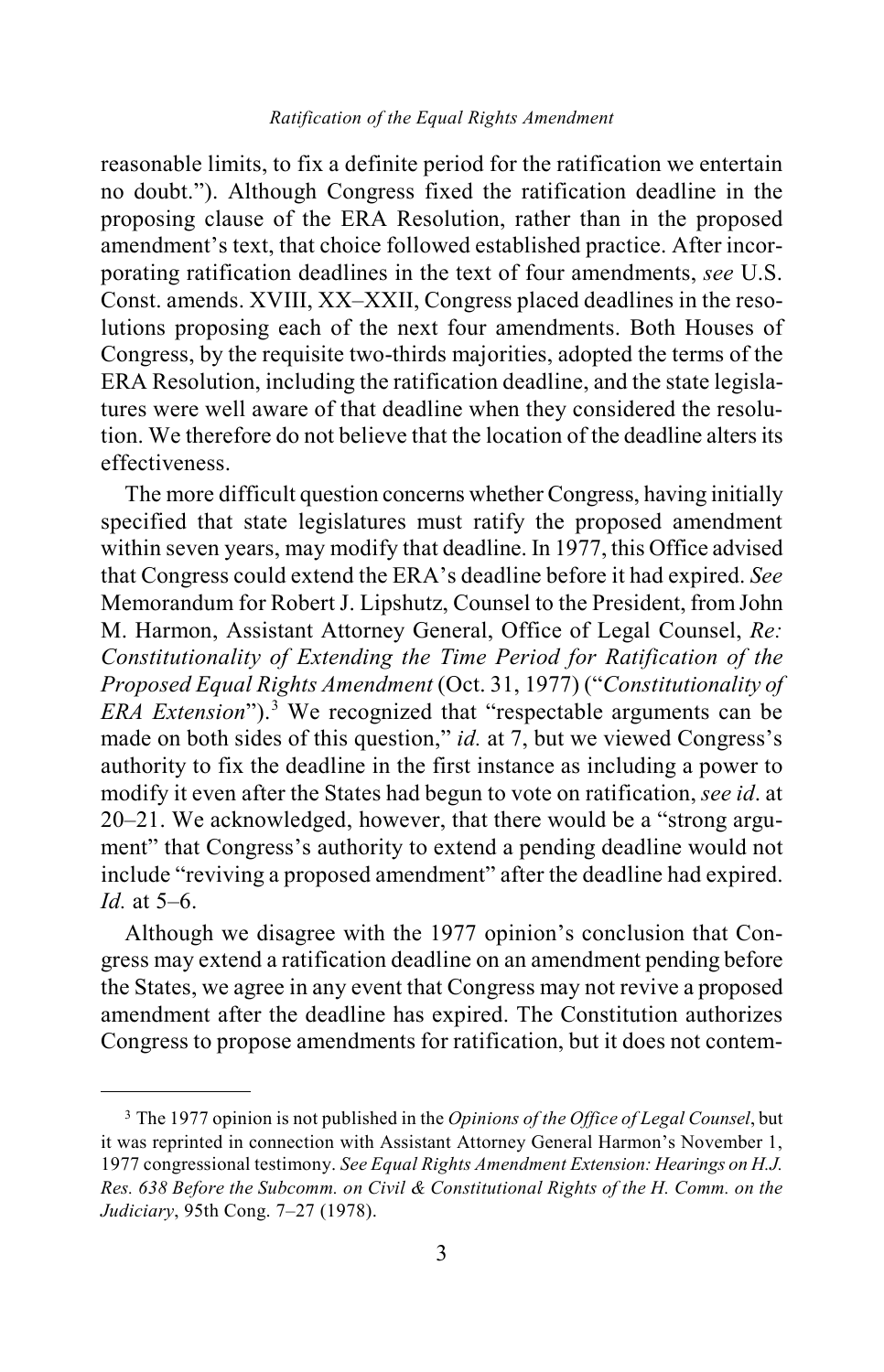reasonable limits, to fix a definite period for the ratification we entertain no doubt."). Although Congress fixed the ratification deadline in the proposing clause of the ERA Resolution, rather than in the proposed amendment's text, that choice followed established practice. After incorporating ratification deadlines in the text of four amendments, *see* U.S. Const. amends. XVIII, XX–XXII, Congress placed deadlines in the resolutions proposing each of the next four amendments. Both Houses of Congress, by the requisite two-thirds majorities, adopted the terms of the ERA Resolution, including the ratification deadline, and the state legislatures were well aware of that deadline when they considered the resolution. We therefore do not believe that the location of the deadline alters its effectiveness.

The more difficult question concerns whether Congress, having initially specified that state legislatures must ratify the proposed amendment within seven years, may modify that deadline. In 1977, this Office advised that Congress could extend the ERA's deadline before it had expired. *See* Memorandum for Robert J. Lipshutz, Counsel to the President, from John M. Harmon, Assistant Attorney General, Office of Legal Counsel, *Re: Constitutionality of Extending the Time Period for Ratification of the Proposed Equal Rights Amendment* (Oct. 31, 1977) ("*Constitutionality of ERA Extension*").[3] We recognized that "respectable arguments can be made on both sides of this question," *id.* at 7, but we viewed Congress's authority to fix the deadline in the first instance as including a power to modify it even after the States had begun to vote on ratification, *see id*. at 20–21. We acknowledged, however, that there would be a "strong argument" that Congress's authority to extend a pending deadline would not include "reviving a proposed amendment" after the deadline had expired. *Id.* at 5–6.

Although we disagree with the 1977 opinion's conclusion that Congress may extend a ratification deadline on an amendment pending before the States, we agree in any event that Congress may not revive a proposed amendment after the deadline has expired. The Constitution authorizes Congress to propose amendments for ratification, but it does not contem-

---

[3] The 1977 opinion is not published in the *Opinions of the Office of Legal Counsel*, but it was reprinted in connection with Assistant Attorney General Harmon's November 1, 1977 congressional testimony. *See Equal Rights Amendment Extension: Hearings on H.J. Res. 638 Before the Subcomm. on Civil & Constitutional Rights of the H. Comm. on the Judiciary*, 95th Cong. 7–27 (1978).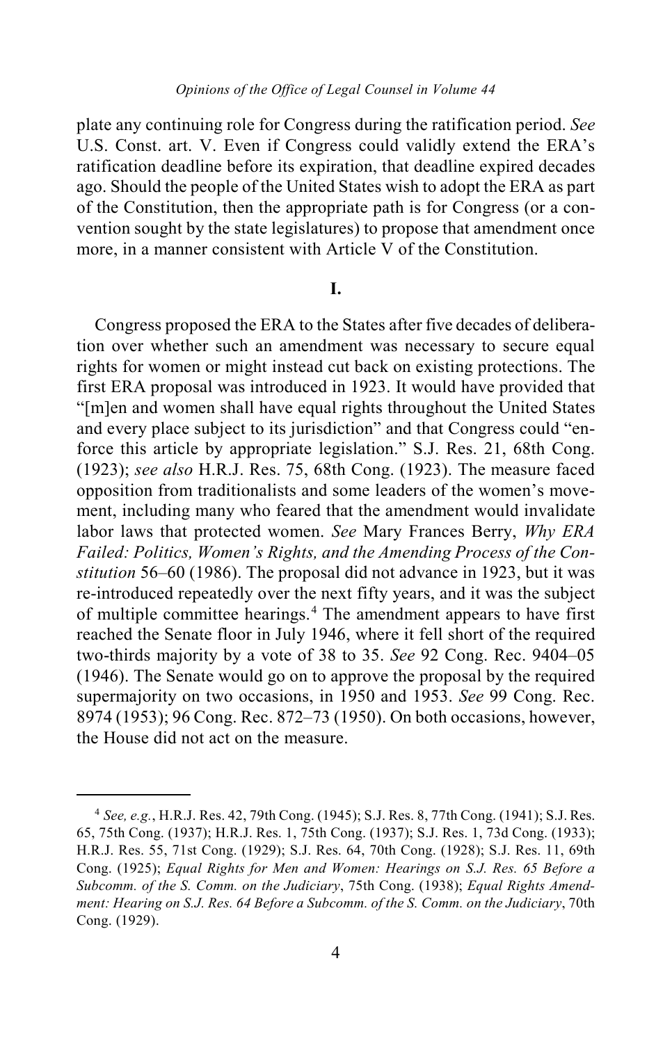plate any continuing role for Congress during the ratification period. *See* U.S. Const. art. V. Even if Congress could validly extend the ERA's ratification deadline before its expiration, that deadline expired decades ago. Should the people of the United States wish to adopt the ERA as part of the Constitution, then the appropriate path is for Congress (or a convention sought by the state legislatures) to propose that amendment once more, in a manner consistent with Article V of the Constitution.

## I.

Congress proposed the ERA to the States after five decades of deliberation over whether such an amendment was necessary to secure equal rights for women or might instead cut back on existing protections. The first ERA proposal was introduced in 1923. It would have provided that "[m]en and women shall have equal rights throughout the United States and every place subject to its jurisdiction" and that Congress could "enforce this article by appropriate legislation." S.J. Res. 21, 68th Cong. (1923); *see also* H.R.J. Res. 75, 68th Cong. (1923). The measure faced opposition from traditionalists and some leaders of the women's movement, including many who feared that the amendment would invalidate labor laws that protected women. *See* Mary Frances Berry, *Why ERA Failed: Politics, Women's Rights, and the Amending Process of the Constitution* 56–60 (1986). The proposal did not advance in 1923, but it was re-introduced repeatedly over the next fifty years, and it was the subject of multiple committee hearings.[4] The amendment appears to have first reached the Senate floor in July 1946, where it fell short of the required two-thirds majority by a vote of 38 to 35. *See* 92 Cong. Rec. 9404–05 (1946). The Senate would go on to approve the proposal by the required supermajority on two occasions, in 1950 and 1953. *See* 99 Cong. Rec. 8974 (1953); 96 Cong. Rec. 872–73 (1950). On both occasions, however, the House did not act on the measure.

---

[4] *See, e.g.*, H.R.J. Res. 42, 79th Cong. (1945); S.J. Res. 8, 77th Cong. (1941); S.J. Res. 65, 75th Cong. (1937); H.R.J. Res. 1, 75th Cong. (1937); S.J. Res. 1, 73d Cong. (1933); H.R.J. Res. 55, 71st Cong. (1929); S.J. Res. 64, 70th Cong. (1928); S.J. Res. 11, 69th Cong. (1925); *Equal Rights for Men and Women: Hearings on S.J. Res. 65 Before a Subcomm. of the S. Comm. on the Judiciary*, 75th Cong. (1938); *Equal Rights Amendment: Hearing on S.J. Res. 64 Before a Subcomm. of the S. Comm. on the Judiciary*, 70th Cong. (1929).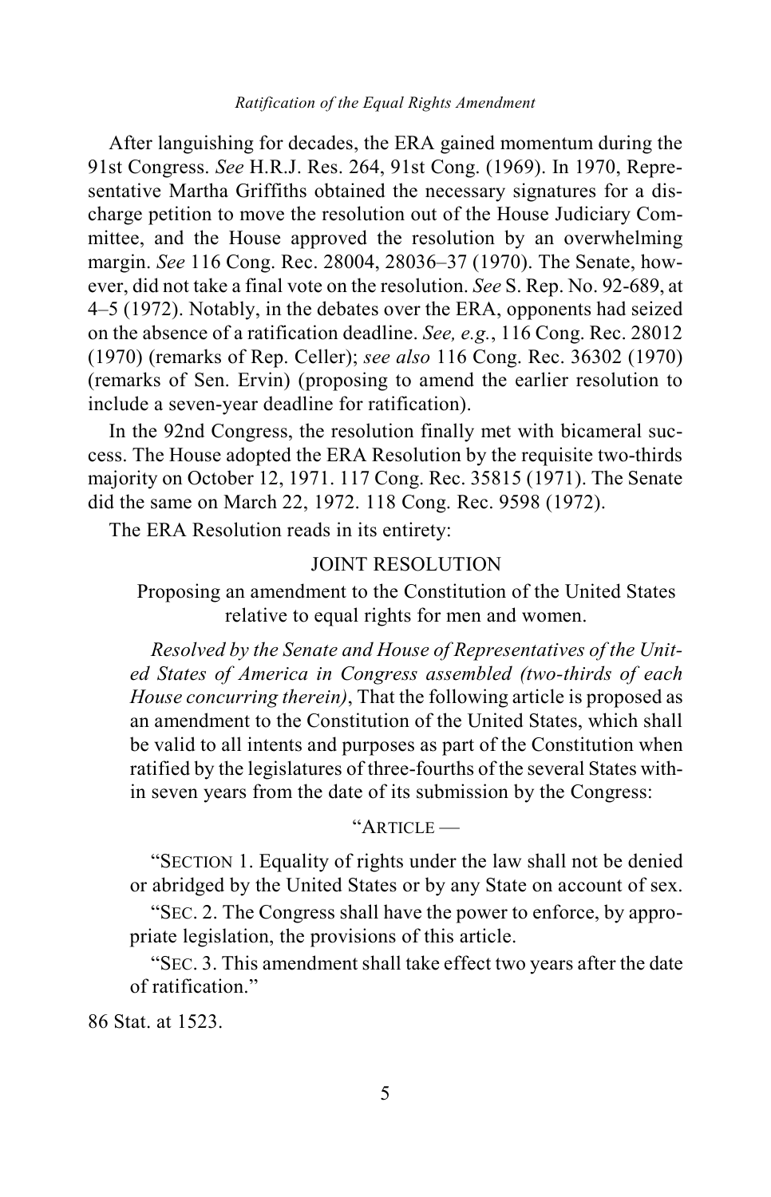After languishing for decades, the ERA gained momentum during the 91st Congress. *See* H.R.J. Res. 264, 91st Cong. (1969). In 1970, Representative Martha Griffiths obtained the necessary signatures for a discharge petition to move the resolution out of the House Judiciary Committee, and the House approved the resolution by an overwhelming margin. *See* 116 Cong. Rec. 28004, 28036–37 (1970). The Senate, however, did not take a final vote on the resolution. *See* S. Rep. No. 92-689, at 4–5 (1972). Notably, in the debates over the ERA, opponents had seized on the absence of a ratification deadline. *See, e.g.*, 116 Cong. Rec. 28012 (1970) (remarks of Rep. Celler); *see also* 116 Cong. Rec. 36302 (1970) (remarks of Sen. Ervin) (proposing to amend the earlier resolution to include a seven-year deadline for ratification).

In the 92nd Congress, the resolution finally met with bicameral success. The House adopted the ERA Resolution by the requisite two-thirds majority on October 12, 1971. 117 Cong. Rec. 35815 (1971). The Senate did the same on March 22, 1972. 118 Cong. Rec. 9598 (1972).

The ERA Resolution reads in its entirety:

> JOINT RESOLUTION
>
> Proposing an amendment to the Constitution of the United States relative to equal rights for men and women.
>
> *Resolved by the Senate and House of Representatives of the United States of America in Congress assembled (two-thirds of each House concurring therein)*, That the following article is proposed as an amendment to the Constitution of the United States, which shall be valid to all intents and purposes as part of the Constitution when ratified by the legislatures of three-fourths of the several States within seven years from the date of its submission by the Congress:
>
> "ARTICLE —
>
> "SECTION 1. Equality of rights under the law shall not be denied or abridged by the United States or by any State on account of sex.
>
> "SEC. 2. The Congress shall have the power to enforce, by appropriate legislation, the provisions of this article.
>
> "SEC. 3. This amendment shall take effect two years after the date of ratification."

86 Stat. at 1523.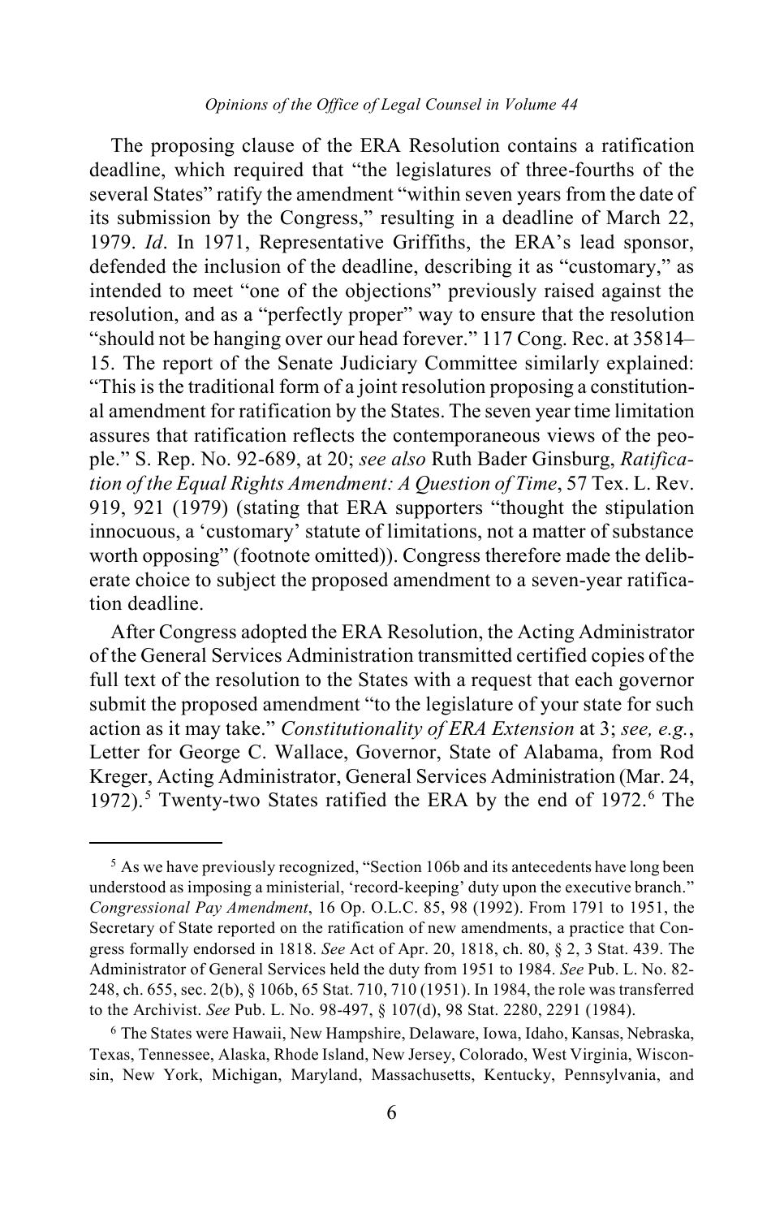The proposing clause of the ERA Resolution contains a ratification deadline, which required that "the legislatures of three-fourths of the several States" ratify the amendment "within seven years from the date of its submission by the Congress," resulting in a deadline of March 22, 1979. *Id*. In 1971, Representative Griffiths, the ERA's lead sponsor, defended the inclusion of the deadline, describing it as "customary," as intended to meet "one of the objections" previously raised against the resolution, and as a "perfectly proper" way to ensure that the resolution "should not be hanging over our head forever." 117 Cong. Rec. at 35814–15. The report of the Senate Judiciary Committee similarly explained: "This is the traditional form of a joint resolution proposing a constitutional amendment for ratification by the States. The seven year time limitation assures that ratification reflects the contemporaneous views of the people." S. Rep. No. 92-689, at 20; *see also* Ruth Bader Ginsburg, *Ratification of the Equal Rights Amendment: A Question of Time*, 57 Tex. L. Rev. 919, 921 (1979) (stating that ERA supporters "thought the stipulation innocuous, a 'customary' statute of limitations, not a matter of substance worth opposing" (footnote omitted)). Congress therefore made the deliberate choice to subject the proposed amendment to a seven-year ratification deadline.

After Congress adopted the ERA Resolution, the Acting Administrator of the General Services Administration transmitted certified copies of the full text of the resolution to the States with a request that each governor submit the proposed amendment "to the legislature of your state for such action as it may take." *Constitutionality of ERA Extension* at 3; *see, e.g.*, Letter for George C. Wallace, Governor, State of Alabama, from Rod Kreger, Acting Administrator, General Services Administration (Mar. 24, 1972).[5] Twenty-two States ratified the ERA by the end of 1972.[6] The

---

[5] As we have previously recognized, "Section 106b and its antecedents have long been understood as imposing a ministerial, 'record-keeping' duty upon the executive branch." *Congressional Pay Amendment*, 16 Op. O.L.C. 85, 98 (1992). From 1791 to 1951, the Secretary of State reported on the ratification of new amendments, a practice that Congress formally endorsed in 1818. *See* Act of Apr. 20, 1818, ch. 80, § 2, 3 Stat. 439. The Administrator of General Services held the duty from 1951 to 1984. *See* Pub. L. No. 82-248, ch. 655, sec. 2(b), § 106b, 65 Stat. 710, 710 (1951). In 1984, the role was transferred to the Archivist. *See* Pub. L. No. 98-497, § 107(d), 98 Stat. 2280, 2291 (1984).

[6] The States were Hawaii, New Hampshire, Delaware, Iowa, Idaho, Kansas, Nebraska, Texas, Tennessee, Alaska, Rhode Island, New Jersey, Colorado, West Virginia, Wisconsin, New York, Michigan, Maryland, Massachusetts, Kentucky, Pennsylvania, and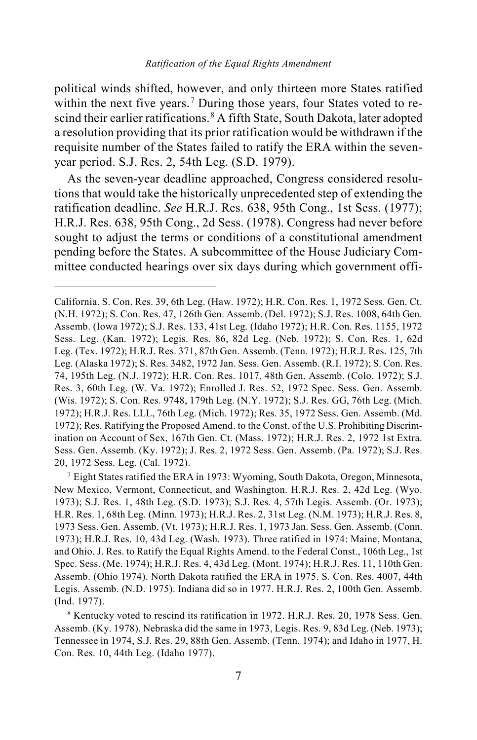political winds shifted, however, and only thirteen more States ratified within the next five years.[7] During those years, four States voted to rescind their earlier ratifications.[8] A fifth State, South Dakota, later adopted a resolution providing that its prior ratification would be withdrawn if the requisite number of the States failed to ratify the ERA within the seven-year period. S.J. Res. 2, 54th Leg. (S.D. 1979).

As the seven-year deadline approached, Congress considered resolutions that would take the historically unprecedented step of extending the ratification deadline. *See* H.R.J. Res. 638, 95th Cong., 1st Sess. (1977); H.R.J. Res. 638, 95th Cong., 2d Sess. (1978). Congress had never before sought to adjust the terms or conditions of a constitutional amendment pending before the States. A subcommittee of the House Judiciary Committee conducted hearings over six days during which government offi-

---

California. S. Con. Res. 39, 6th Leg. (Haw. 1972); H.R. Con. Res. 1, 1972 Sess. Gen. Ct. (N.H. 1972); S. Con. Res. 47, 126th Gen. Assemb. (Del. 1972); S.J. Res. 1008, 64th Gen. Assemb. (Iowa 1972); S.J. Res. 133, 41st Leg. (Idaho 1972); H.R. Con. Res. 1155, 1972 Sess. Leg. (Kan. 1972); Legis. Res. 86, 82d Leg. (Neb. 1972); S. Con. Res. 1, 62d Leg. (Tex. 1972); H.R.J. Res. 371, 87th Gen. Assemb. (Tenn. 1972); H.R.J. Res. 125, 7th Leg. (Alaska 1972); S. Res. 3482, 1972 Jan. Sess. Gen. Assemb. (R.I. 1972); S. Con. Res. 74, 195th Leg. (N.J. 1972); H.R. Con. Res. 1017, 48th Gen. Assemb. (Colo. 1972); S.J. Res. 3, 60th Leg. (W. Va. 1972); Enrolled J. Res. 52, 1972 Spec. Sess. Gen. Assemb. (Wis. 1972); S. Con. Res. 9748, 179th Leg. (N.Y. 1972); S.J. Res. GG, 76th Leg. (Mich. 1972); H.R.J. Res. LLL, 76th Leg. (Mich. 1972); Res. 35, 1972 Sess. Gen. Assemb. (Md. 1972); Res. Ratifying the Proposed Amend. to the Const. of the U.S. Prohibiting Discrimination on Account of Sex, 167th Gen. Ct. (Mass. 1972); H.R.J. Res. 2, 1972 1st Extra. Sess. Gen. Assemb. (Ky. 1972); J. Res. 2, 1972 Sess. Gen. Assemb. (Pa. 1972); S.J. Res. 20, 1972 Sess. Leg. (Cal. 1972).

[7] Eight States ratified the ERA in 1973: Wyoming, South Dakota, Oregon, Minnesota, New Mexico, Vermont, Connecticut, and Washington. H.R.J. Res. 2, 42d Leg. (Wyo. 1973); S.J. Res. 1, 48th Leg. (S.D. 1973); S.J. Res. 4, 57th Legis. Assemb. (Or. 1973); H.R. Res. 1, 68th Leg. (Minn. 1973); H.R.J. Res. 2, 31st Leg. (N.M. 1973); H.R.J. Res. 8, 1973 Sess. Gen. Assemb. (Vt. 1973); H.R.J. Res. 1, 1973 Jan. Sess. Gen. Assemb. (Conn. 1973); H.R.J. Res. 10, 43d Leg. (Wash. 1973). Three ratified in 1974: Maine, Montana, and Ohio. J. Res. to Ratify the Equal Rights Amend. to the Federal Const., 106th Leg., 1st Spec. Sess. (Me. 1974); H.R.J. Res. 4, 43d Leg. (Mont. 1974); H.R.J. Res. 11, 110th Gen. Assemb. (Ohio 1974). North Dakota ratified the ERA in 1975. S. Con. Res. 4007, 44th Legis. Assemb. (N.D. 1975). Indiana did so in 1977. H.R.J. Res. 2, 100th Gen. Assemb. (Ind. 1977).

[8] Kentucky voted to rescind its ratification in 1972. H.R.J. Res. 20, 1978 Sess. Gen. Assemb. (Ky. 1978). Nebraska did the same in 1973, Legis. Res. 9, 83d Leg. (Neb. 1973); Tennessee in 1974, S.J. Res. 29, 88th Gen. Assemb. (Tenn. 1974); and Idaho in 1977, H. Con. Res. 10, 44th Leg. (Idaho 1977).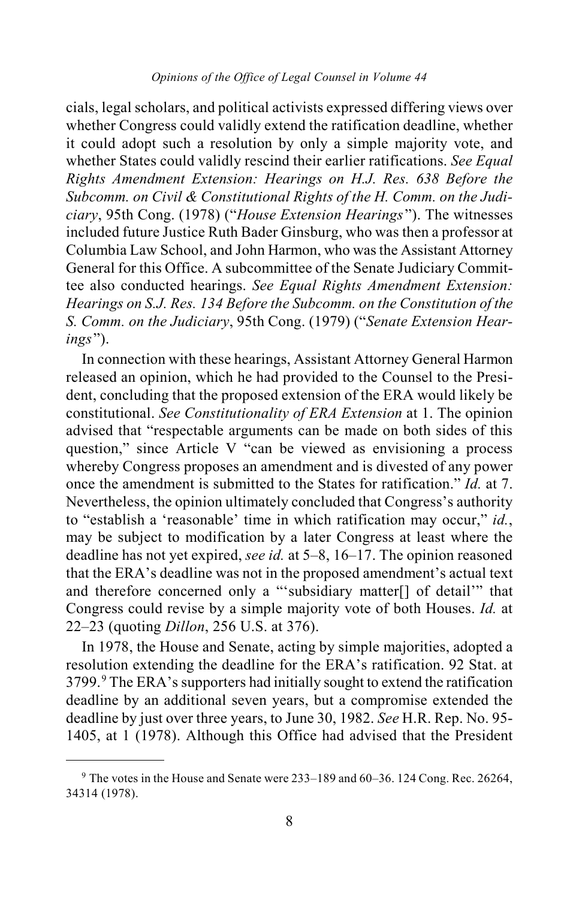cials, legal scholars, and political activists expressed differing views over whether Congress could validly extend the ratification deadline, whether it could adopt such a resolution by only a simple majority vote, and whether States could validly rescind their earlier ratifications. *See Equal Rights Amendment Extension: Hearings on H.J. Res. 638 Before the Subcomm. on Civil & Constitutional Rights of the H. Comm. on the Judiciary*, 95th Cong. (1978) ("*House Extension Hearings*"). The witnesses included future Justice Ruth Bader Ginsburg, who was then a professor at Columbia Law School, and John Harmon, who was the Assistant Attorney General for this Office. A subcommittee of the Senate Judiciary Committee also conducted hearings. *See Equal Rights Amendment Extension: Hearings on S.J. Res. 134 Before the Subcomm. on the Constitution of the S. Comm. on the Judiciary*, 95th Cong. (1979) ("*Senate Extension Hearings*").

In connection with these hearings, Assistant Attorney General Harmon released an opinion, which he had provided to the Counsel to the President, concluding that the proposed extension of the ERA would likely be constitutional. *See Constitutionality of ERA Extension* at 1. The opinion advised that "respectable arguments can be made on both sides of this question," since Article V "can be viewed as envisioning a process whereby Congress proposes an amendment and is divested of any power once the amendment is submitted to the States for ratification." *Id.* at 7. Nevertheless, the opinion ultimately concluded that Congress's authority to "establish a 'reasonable' time in which ratification may occur," *id.*, may be subject to modification by a later Congress at least where the deadline has not yet expired, *see id.* at 5–8, 16–17. The opinion reasoned that the ERA's deadline was not in the proposed amendment's actual text and therefore concerned only a "'subsidiary matter[] of detail'" that Congress could revise by a simple majority vote of both Houses. *Id.* at 22–23 (quoting *Dillon*, 256 U.S. at 376).

In 1978, the House and Senate, acting by simple majorities, adopted a resolution extending the deadline for the ERA's ratification. 92 Stat. at 3799.[9] The ERA's supporters had initially sought to extend the ratification deadline by an additional seven years, but a compromise extended the deadline by just over three years, to June 30, 1982. *See* H.R. Rep. No. 95-1405, at 1 (1978). Although this Office had advised that the President

---

[9] The votes in the House and Senate were 233–189 and 60–36. 124 Cong. Rec. 26264, 34314 (1978).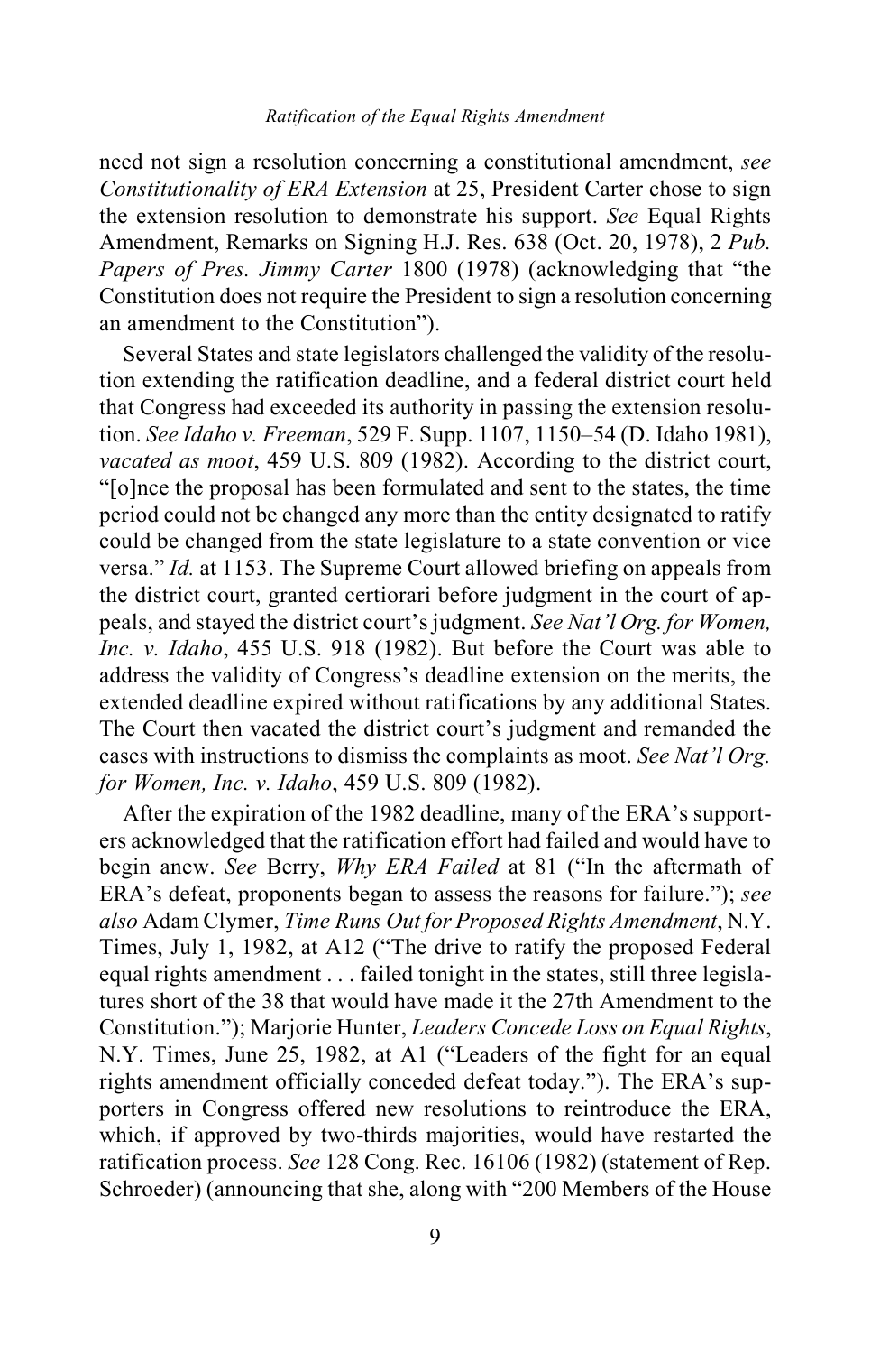need not sign a resolution concerning a constitutional amendment, *see Constitutionality of ERA Extension* at 25, President Carter chose to sign the extension resolution to demonstrate his support. *See* Equal Rights Amendment, Remarks on Signing H.J. Res. 638 (Oct. 20, 1978), 2 *Pub. Papers of Pres. Jimmy Carter* 1800 (1978) (acknowledging that "the Constitution does not require the President to sign a resolution concerning an amendment to the Constitution").

Several States and state legislators challenged the validity of the resolution extending the ratification deadline, and a federal district court held that Congress had exceeded its authority in passing the extension resolution. *See Idaho v. Freeman*, 529 F. Supp. 1107, 1150–54 (D. Idaho 1981), *vacated as moot*, 459 U.S. 809 (1982). According to the district court, "[o]nce the proposal has been formulated and sent to the states, the time period could not be changed any more than the entity designated to ratify could be changed from the state legislature to a state convention or vice versa." *Id.* at 1153. The Supreme Court allowed briefing on appeals from the district court, granted certiorari before judgment in the court of appeals, and stayed the district court's judgment. *See Nat'l Org. for Women, Inc. v. Idaho*, 455 U.S. 918 (1982). But before the Court was able to address the validity of Congress's deadline extension on the merits, the extended deadline expired without ratifications by any additional States. The Court then vacated the district court's judgment and remanded the cases with instructions to dismiss the complaints as moot. *See Nat'l Org. for Women, Inc. v. Idaho*, 459 U.S. 809 (1982).

After the expiration of the 1982 deadline, many of the ERA's supporters acknowledged that the ratification effort had failed and would have to begin anew. *See* Berry, *Why ERA Failed* at 81 ("In the aftermath of ERA's defeat, proponents began to assess the reasons for failure."); *see also* Adam Clymer, *Time Runs Out for Proposed Rights Amendment*, N.Y. Times, July 1, 1982, at A12 ("The drive to ratify the proposed Federal equal rights amendment . . . failed tonight in the states, still three legislatures short of the 38 that would have made it the 27th Amendment to the Constitution."); Marjorie Hunter, *Leaders Concede Loss on Equal Rights*, N.Y. Times, June 25, 1982, at A1 ("Leaders of the fight for an equal rights amendment officially conceded defeat today."). The ERA's supporters in Congress offered new resolutions to reintroduce the ERA, which, if approved by two-thirds majorities, would have restarted the ratification process. *See* 128 Cong. Rec. 16106 (1982) (statement of Rep. Schroeder) (announcing that she, along with "200 Members of the House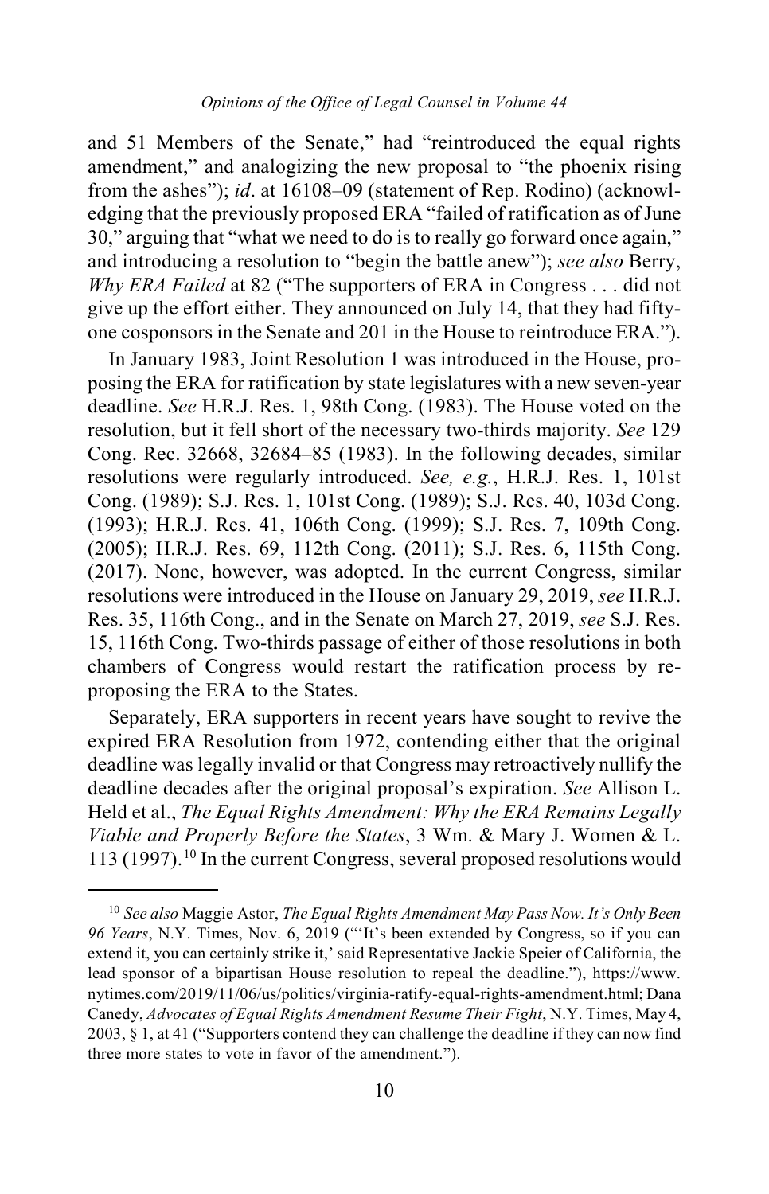and 51 Members of the Senate," had "reintroduced the equal rights amendment," and analogizing the new proposal to "the phoenix rising from the ashes"); *id*. at 16108–09 (statement of Rep. Rodino) (acknowledging that the previously proposed ERA "failed of ratification as of June 30," arguing that "what we need to do is to really go forward once again," and introducing a resolution to "begin the battle anew"); *see also* Berry, *Why ERA Failed* at 82 ("The supporters of ERA in Congress . . . did not give up the effort either. They announced on July 14, that they had fifty-one cosponsors in the Senate and 201 in the House to reintroduce ERA.").

In January 1983, Joint Resolution 1 was introduced in the House, proposing the ERA for ratification by state legislatures with a new seven-year deadline. *See* H.R.J. Res. 1, 98th Cong. (1983). The House voted on the resolution, but it fell short of the necessary two-thirds majority. *See* 129 Cong. Rec. 32668, 32684–85 (1983). In the following decades, similar resolutions were regularly introduced. *See, e.g.*, H.R.J. Res. 1, 101st Cong. (1989); S.J. Res. 1, 101st Cong. (1989); S.J. Res. 40, 103d Cong. (1993); H.R.J. Res. 41, 106th Cong. (1999); S.J. Res. 7, 109th Cong. (2005); H.R.J. Res. 69, 112th Cong. (2011); S.J. Res. 6, 115th Cong. (2017). None, however, was adopted. In the current Congress, similar resolutions were introduced in the House on January 29, 2019, *see* H.R.J. Res. 35, 116th Cong., and in the Senate on March 27, 2019, *see* S.J. Res. 15, 116th Cong. Two-thirds passage of either of those resolutions in both chambers of Congress would restart the ratification process by re-proposing the ERA to the States.

Separately, ERA supporters in recent years have sought to revive the expired ERA Resolution from 1972, contending either that the original deadline was legally invalid or that Congress may retroactively nullify the deadline decades after the original proposal's expiration. *See* Allison L. Held et al., *The Equal Rights Amendment: Why the ERA Remains Legally Viable and Properly Before the States*, 3 Wm. & Mary J. Women & L. 113 (1997).[10] In the current Congress, several proposed resolutions would

---

[10] *See also* Maggie Astor, *The Equal Rights Amendment May Pass Now. It's Only Been 96 Years*, N.Y. Times, Nov. 6, 2019 ("'It's been extended by Congress, so if you can extend it, you can certainly strike it,' said Representative Jackie Speier of California, the lead sponsor of a bipartisan House resolution to repeal the deadline."), https://www.nytimes.com/2019/11/06/us/politics/virginia-ratify-equal-rights-amendment.html; Dana Canedy, *Advocates of Equal Rights Amendment Resume Their Fight*, N.Y. Times, May 4, 2003, § 1, at 41 ("Supporters contend they can challenge the deadline if they can now find three more states to vote in favor of the amendment.").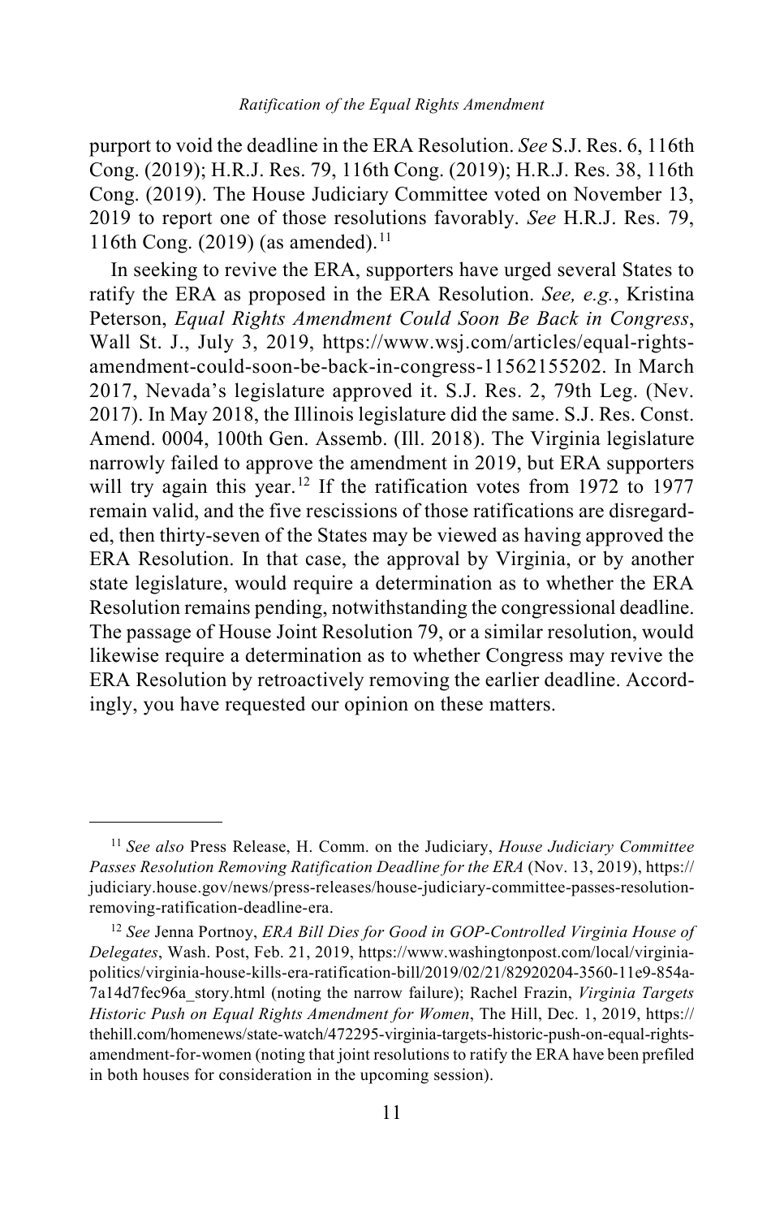purport to void the deadline in the ERA Resolution. *See* S.J. Res. 6, 116th Cong. (2019); H.R.J. Res. 79, 116th Cong. (2019); H.R.J. Res. 38, 116th Cong. (2019). The House Judiciary Committee voted on November 13, 2019 to report one of those resolutions favorably. *See* H.R.J. Res. 79, 116th Cong. (2019) (as amended).[11]

In seeking to revive the ERA, supporters have urged several States to ratify the ERA as proposed in the ERA Resolution. *See, e.g.*, Kristina Peterson, *Equal Rights Amendment Could Soon Be Back in Congress*, Wall St. J., July 3, 2019, https://www.wsj.com/articles/equal-rights-amendment-could-soon-be-back-in-congress-11562155202. In March 2017, Nevada's legislature approved it. S.J. Res. 2, 79th Leg. (Nev. 2017). In May 2018, the Illinois legislature did the same. S.J. Res. Const. Amend. 0004, 100th Gen. Assemb. (Ill. 2018). The Virginia legislature narrowly failed to approve the amendment in 2019, but ERA supporters will try again this year.[12] If the ratification votes from 1972 to 1977 remain valid, and the five rescissions of those ratifications are disregarded, then thirty-seven of the States may be viewed as having approved the ERA Resolution. In that case, the approval by Virginia, or by another state legislature, would require a determination as to whether the ERA Resolution remains pending, notwithstanding the congressional deadline. The passage of House Joint Resolution 79, or a similar resolution, would likewise require a determination as to whether Congress may revive the ERA Resolution by retroactively removing the earlier deadline. Accordingly, you have requested our opinion on these matters.

---

[11] *See also* Press Release, H. Comm. on the Judiciary, *House Judiciary Committee Passes Resolution Removing Ratification Deadline for the ERA* (Nov. 13, 2019), https://judiciary.house.gov/news/press-releases/house-judiciary-committee-passes-resolution-removing-ratification-deadline-era.

[12] *See* Jenna Portnoy, *ERA Bill Dies for Good in GOP-Controlled Virginia House of Delegates*, Wash. Post, Feb. 21, 2019, https://www.washingtonpost.com/local/virginia-politics/virginia-house-kills-era-ratification-bill/2019/02/21/82920204-3560-11e9-854a-7a14d7fec96a_story.html (noting the narrow failure); Rachel Frazin, *Virginia Targets Historic Push on Equal Rights Amendment for Women*, The Hill, Dec. 1, 2019, https://thehill.com/homenews/state-watch/472295-virginia-targets-historic-push-on-equal-rights-amendment-for-women (noting that joint resolutions to ratify the ERA have been prefiled in both houses for consideration in the upcoming session).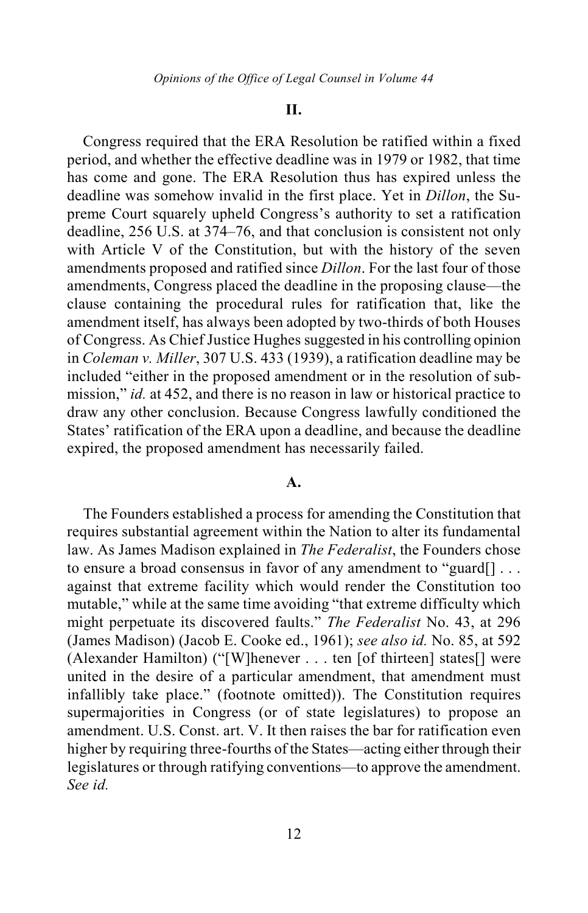## II.

Congress required that the ERA Resolution be ratified within a fixed period, and whether the effective deadline was in 1979 or 1982, that time has come and gone. The ERA Resolution thus has expired unless the deadline was somehow invalid in the first place. Yet in *Dillon*, the Supreme Court squarely upheld Congress's authority to set a ratification deadline, 256 U.S. at 374–76, and that conclusion is consistent not only with Article V of the Constitution, but with the history of the seven amendments proposed and ratified since *Dillon*. For the last four of those amendments, Congress placed the deadline in the proposing clause—the clause containing the procedural rules for ratification that, like the amendment itself, has always been adopted by two-thirds of both Houses of Congress. As Chief Justice Hughes suggested in his controlling opinion in *Coleman v. Miller*, 307 U.S. 433 (1939), a ratification deadline may be included "either in the proposed amendment or in the resolution of submission," *id.* at 452, and there is no reason in law or historical practice to draw any other conclusion. Because Congress lawfully conditioned the States' ratification of the ERA upon a deadline, and because the deadline expired, the proposed amendment has necessarily failed.

### A.

The Founders established a process for amending the Constitution that requires substantial agreement within the Nation to alter its fundamental law. As James Madison explained in *The Federalist*, the Founders chose to ensure a broad consensus in favor of any amendment to "guard[] . . . against that extreme facility which would render the Constitution too mutable," while at the same time avoiding "that extreme difficulty which might perpetuate its discovered faults." *The Federalist* No. 43, at 296 (James Madison) (Jacob E. Cooke ed., 1961); *see also id.* No. 85, at 592 (Alexander Hamilton) ("[W]henever . . . ten [of thirteen] states[] were united in the desire of a particular amendment, that amendment must infallibly take place." (footnote omitted)). The Constitution requires supermajorities in Congress (or of state legislatures) to propose an amendment. U.S. Const. art. V. It then raises the bar for ratification even higher by requiring three-fourths of the States—acting either through their legislatures or through ratifying conventions—to approve the amendment. *See id.*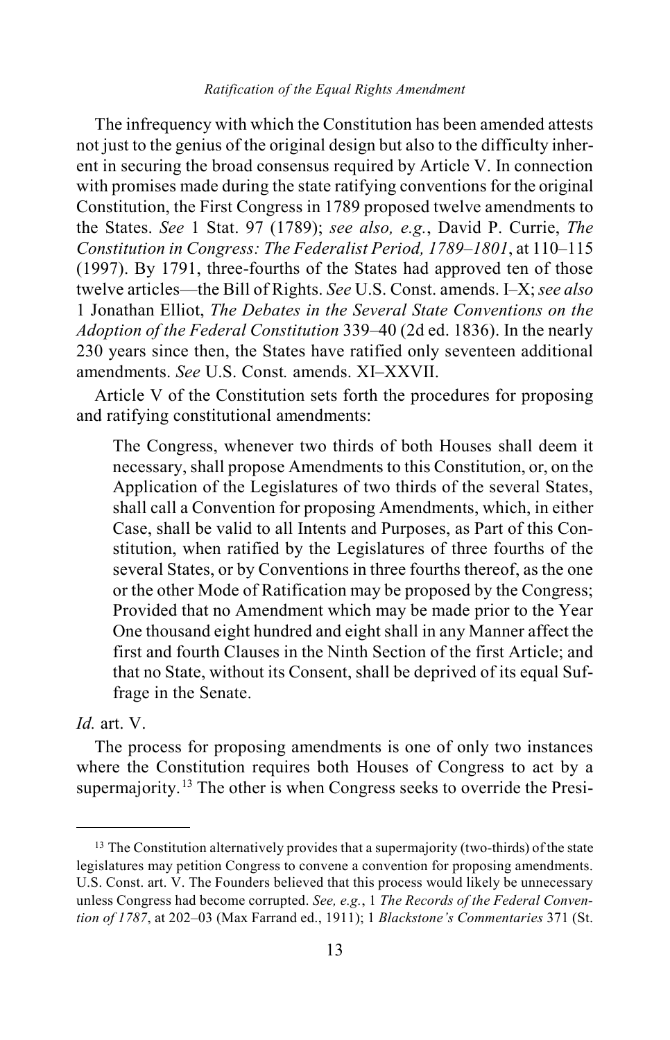The infrequency with which the Constitution has been amended attests not just to the genius of the original design but also to the difficulty inherent in securing the broad consensus required by Article V. In connection with promises made during the state ratifying conventions for the original Constitution, the First Congress in 1789 proposed twelve amendments to the States. *See* 1 Stat. 97 (1789); *see also, e.g.*, David P. Currie, *The Constitution in Congress: The Federalist Period, 1789–1801*, at 110–115 (1997). By 1791, three-fourths of the States had approved ten of those twelve articles—the Bill of Rights. *See* U.S. Const. amends. I–X; *see also* 1 Jonathan Elliot, *The Debates in the Several State Conventions on the Adoption of the Federal Constitution* 339–40 (2d ed. 1836). In the nearly 230 years since then, the States have ratified only seventeen additional amendments. *See* U.S. Const*.* amends. XI–XXVII.

Article V of the Constitution sets forth the procedures for proposing and ratifying constitutional amendments:

> The Congress, whenever two thirds of both Houses shall deem it necessary, shall propose Amendments to this Constitution, or, on the Application of the Legislatures of two thirds of the several States, shall call a Convention for proposing Amendments, which, in either Case, shall be valid to all Intents and Purposes, as Part of this Constitution, when ratified by the Legislatures of three fourths of the several States, or by Conventions in three fourths thereof, as the one or the other Mode of Ratification may be proposed by the Congress; Provided that no Amendment which may be made prior to the Year One thousand eight hundred and eight shall in any Manner affect the first and fourth Clauses in the Ninth Section of the first Article; and that no State, without its Consent, shall be deprived of its equal Suffrage in the Senate.

*Id.* art. V.

The process for proposing amendments is one of only two instances where the Constitution requires both Houses of Congress to act by a supermajority.[13] The other is when Congress seeks to override the Presi-

---

[13] The Constitution alternatively provides that a supermajority (two-thirds) of the state legislatures may petition Congress to convene a convention for proposing amendments. U.S. Const. art. V. The Founders believed that this process would likely be unnecessary unless Congress had become corrupted. *See, e.g.*, 1 *The Records of the Federal Convention of 1787*, at 202–03 (Max Farrand ed., 1911); 1 *Blackstone's Commentaries* 371 (St.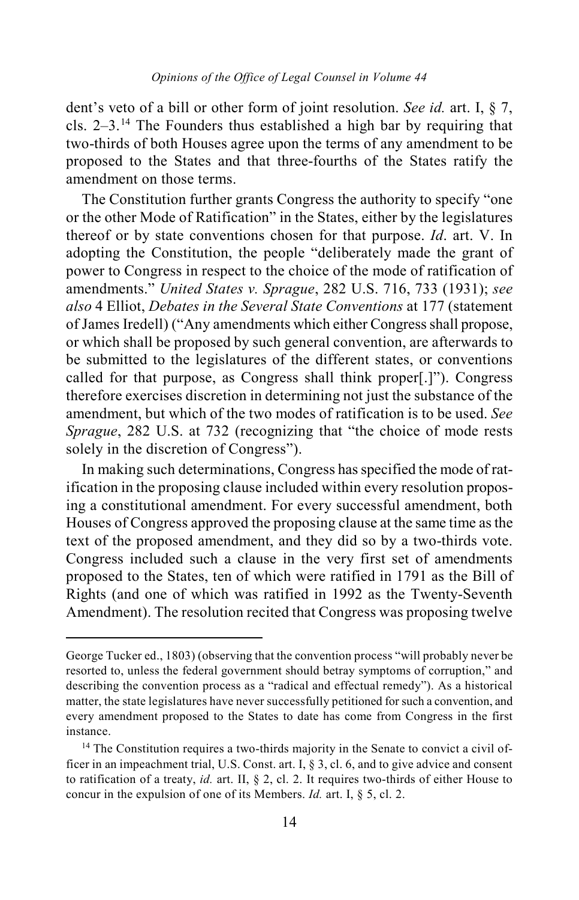dent's veto of a bill or other form of joint resolution. *See id.* art. I, § 7, cls. 2–3.[14] The Founders thus established a high bar by requiring that two-thirds of both Houses agree upon the terms of any amendment to be proposed to the States and that three-fourths of the States ratify the amendment on those terms.

The Constitution further grants Congress the authority to specify "one or the other Mode of Ratification" in the States, either by the legislatures thereof or by state conventions chosen for that purpose. *Id*. art. V. In adopting the Constitution, the people "deliberately made the grant of power to Congress in respect to the choice of the mode of ratification of amendments." *United States v. Sprague*, 282 U.S. 716, 733 (1931); *see also* 4 Elliot, *Debates in the Several State Conventions* at 177 (statement of James Iredell) ("Any amendments which either Congress shall propose, or which shall be proposed by such general convention, are afterwards to be submitted to the legislatures of the different states, or conventions called for that purpose, as Congress shall think proper[.]"). Congress therefore exercises discretion in determining not just the substance of the amendment, but which of the two modes of ratification is to be used. *See Sprague*, 282 U.S. at 732 (recognizing that "the choice of mode rests solely in the discretion of Congress").

In making such determinations, Congress has specified the mode of ratification in the proposing clause included within every resolution proposing a constitutional amendment. For every successful amendment, both Houses of Congress approved the proposing clause at the same time as the text of the proposed amendment, and they did so by a two-thirds vote. Congress included such a clause in the very first set of amendments proposed to the States, ten of which were ratified in 1791 as the Bill of Rights (and one of which was ratified in 1992 as the Twenty-Seventh Amendment). The resolution recited that Congress was proposing twelve

---

George Tucker ed., 1803) (observing that the convention process "will probably never be resorted to, unless the federal government should betray symptoms of corruption," and describing the convention process as a "radical and effectual remedy"). As a historical matter, the state legislatures have never successfully petitioned for such a convention, and every amendment proposed to the States to date has come from Congress in the first instance.

[14] The Constitution requires a two-thirds majority in the Senate to convict a civil officer in an impeachment trial, U.S. Const. art. I, § 3, cl. 6, and to give advice and consent to ratification of a treaty, *id.* art. II, § 2, cl. 2. It requires two-thirds of either House to concur in the expulsion of one of its Members. *Id.* art. I, § 5, cl. 2.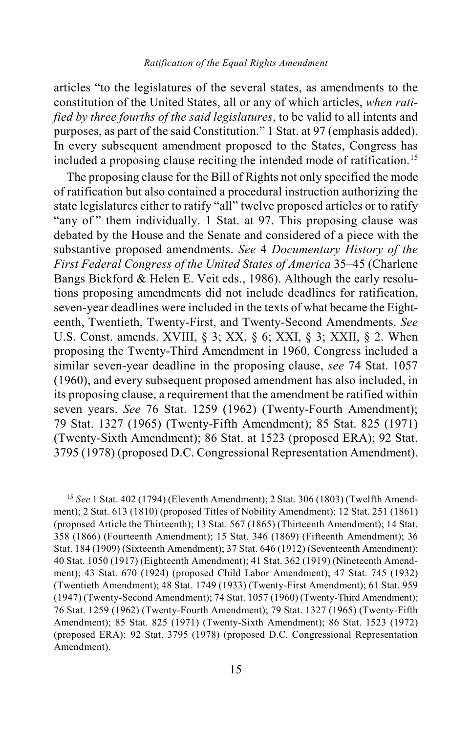articles "to the legislatures of the several states, as amendments to the constitution of the United States, all or any of which articles, *when ratified by three fourths of the said legislatures*, to be valid to all intents and purposes, as part of the said Constitution." 1 Stat. at 97 (emphasis added). In every subsequent amendment proposed to the States, Congress has included a proposing clause reciting the intended mode of ratification.[15]

The proposing clause for the Bill of Rights not only specified the mode of ratification but also contained a procedural instruction authorizing the state legislatures either to ratify "all" twelve proposed articles or to ratify "any of" them individually. 1 Stat. at 97. This proposing clause was debated by the House and the Senate and considered of a piece with the substantive proposed amendments. *See* 4 *Documentary History of the First Federal Congress of the United States of America* 35–45 (Charlene Bangs Bickford & Helen E. Veit eds., 1986). Although the early resolutions proposing amendments did not include deadlines for ratification, seven-year deadlines were included in the texts of what became the Eighteenth, Twentieth, Twenty-First, and Twenty-Second Amendments. *See* U.S. Const. amends. XVIII, § 3; XX, § 6; XXI, § 3; XXII, § 2. When proposing the Twenty-Third Amendment in 1960, Congress included a similar seven-year deadline in the proposing clause, *see* 74 Stat. 1057 (1960), and every subsequent proposed amendment has also included, in its proposing clause, a requirement that the amendment be ratified within seven years. *See* 76 Stat. 1259 (1962) (Twenty-Fourth Amendment); 79 Stat. 1327 (1965) (Twenty-Fifth Amendment); 85 Stat. 825 (1971) (Twenty-Sixth Amendment); 86 Stat. at 1523 (proposed ERA); 92 Stat. 3795 (1978) (proposed D.C. Congressional Representation Amendment).

---

[15] *See* 1 Stat. 402 (1794) (Eleventh Amendment); 2 Stat. 306 (1803) (Twelfth Amendment); 2 Stat. 613 (1810) (proposed Titles of Nobility Amendment); 12 Stat. 251 (1861) (proposed Article the Thirteenth); 13 Stat. 567 (1865) (Thirteenth Amendment); 14 Stat. 358 (1866) (Fourteenth Amendment); 15 Stat. 346 (1869) (Fifteenth Amendment); 36 Stat. 184 (1909) (Sixteenth Amendment); 37 Stat. 646 (1912) (Seventeenth Amendment); 40 Stat. 1050 (1917) (Eighteenth Amendment); 41 Stat. 362 (1919) (Nineteenth Amendment); 43 Stat. 670 (1924) (proposed Child Labor Amendment); 47 Stat. 745 (1932) (Twentieth Amendment); 48 Stat. 1749 (1933) (Twenty-First Amendment); 61 Stat. 959 (1947) (Twenty-Second Amendment); 74 Stat. 1057 (1960) (Twenty-Third Amendment); 76 Stat. 1259 (1962) (Twenty-Fourth Amendment); 79 Stat. 1327 (1965) (Twenty-Fifth Amendment); 85 Stat. 825 (1971) (Twenty-Sixth Amendment); 86 Stat. 1523 (1972) (proposed ERA); 92 Stat. 3795 (1978) (proposed D.C. Congressional Representation Amendment).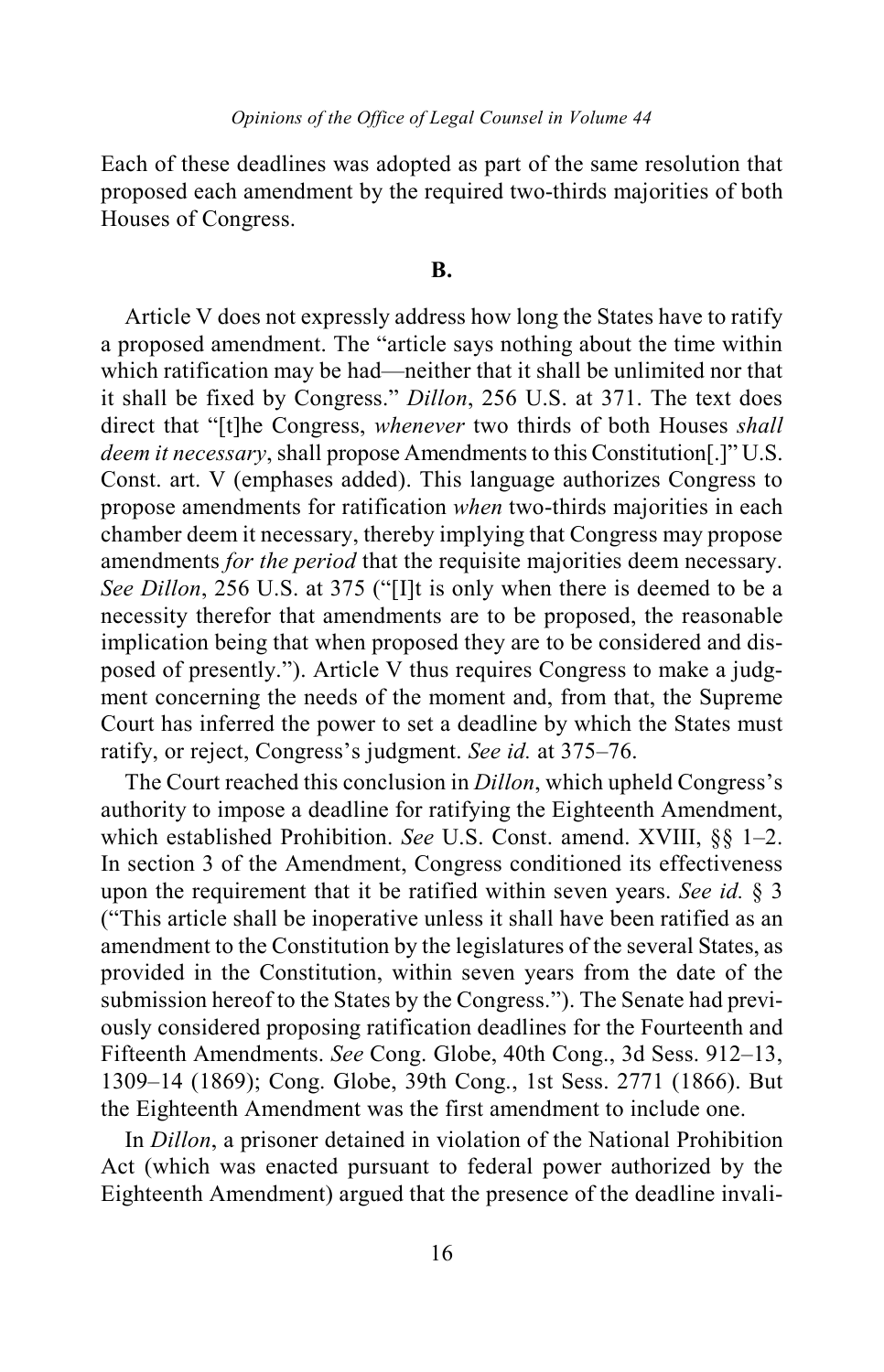Each of these deadlines was adopted as part of the same resolution that proposed each amendment by the required two-thirds majorities of both Houses of Congress.

**B.**

Article V does not expressly address how long the States have to ratify a proposed amendment. The "article says nothing about the time within which ratification may be had—neither that it shall be unlimited nor that it shall be fixed by Congress." *Dillon*, 256 U.S. at 371. The text does direct that "[t]he Congress, *whenever* two thirds of both Houses *shall deem it necessary*, shall propose Amendments to this Constitution[.]" U.S. Const. art. V (emphases added). This language authorizes Congress to propose amendments for ratification *when* two-thirds majorities in each chamber deem it necessary, thereby implying that Congress may propose amendments *for the period* that the requisite majorities deem necessary. *See Dillon*, 256 U.S. at 375 ("[I]t is only when there is deemed to be a necessity therefor that amendments are to be proposed, the reasonable implication being that when proposed they are to be considered and disposed of presently."). Article V thus requires Congress to make a judgment concerning the needs of the moment and, from that, the Supreme Court has inferred the power to set a deadline by which the States must ratify, or reject, Congress's judgment. *See id.* at 375–76.

The Court reached this conclusion in *Dillon*, which upheld Congress's authority to impose a deadline for ratifying the Eighteenth Amendment, which established Prohibition. *See* U.S. Const. amend. XVIII, §§ 1–2. In section 3 of the Amendment, Congress conditioned its effectiveness upon the requirement that it be ratified within seven years. *See id.* § 3 ("This article shall be inoperative unless it shall have been ratified as an amendment to the Constitution by the legislatures of the several States, as provided in the Constitution, within seven years from the date of the submission hereof to the States by the Congress."). The Senate had previously considered proposing ratification deadlines for the Fourteenth and Fifteenth Amendments. *See* Cong. Globe, 40th Cong., 3d Sess. 912–13, 1309–14 (1869); Cong. Globe, 39th Cong., 1st Sess. 2771 (1866). But the Eighteenth Amendment was the first amendment to include one.

In *Dillon*, a prisoner detained in violation of the National Prohibition Act (which was enacted pursuant to federal power authorized by the Eighteenth Amendment) argued that the presence of the deadline invali-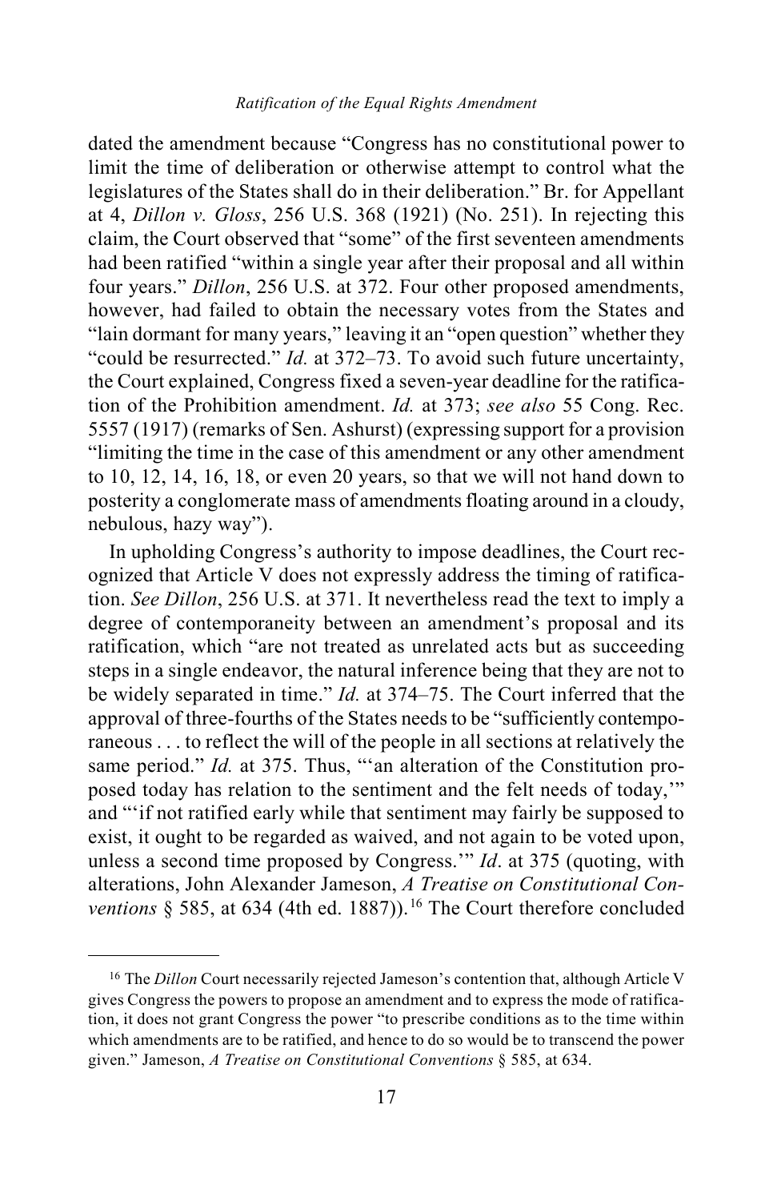dated the amendment because "Congress has no constitutional power to limit the time of deliberation or otherwise attempt to control what the legislatures of the States shall do in their deliberation." Br. for Appellant at 4, *Dillon v. Gloss*, 256 U.S. 368 (1921) (No. 251). In rejecting this claim, the Court observed that "some" of the first seventeen amendments had been ratified "within a single year after their proposal and all within four years." *Dillon*, 256 U.S. at 372. Four other proposed amendments, however, had failed to obtain the necessary votes from the States and "lain dormant for many years," leaving it an "open question" whether they "could be resurrected." *Id.* at 372–73. To avoid such future uncertainty, the Court explained, Congress fixed a seven-year deadline for the ratification of the Prohibition amendment. *Id.* at 373; *see also* 55 Cong. Rec. 5557 (1917) (remarks of Sen. Ashurst) (expressing support for a provision "limiting the time in the case of this amendment or any other amendment to 10, 12, 14, 16, 18, or even 20 years, so that we will not hand down to posterity a conglomerate mass of amendments floating around in a cloudy, nebulous, hazy way").

In upholding Congress's authority to impose deadlines, the Court recognized that Article V does not expressly address the timing of ratification. *See Dillon*, 256 U.S. at 371. It nevertheless read the text to imply a degree of contemporaneity between an amendment's proposal and its ratification, which "are not treated as unrelated acts but as succeeding steps in a single endeavor, the natural inference being that they are not to be widely separated in time." *Id.* at 374–75. The Court inferred that the approval of three-fourths of the States needs to be "sufficiently contemporaneous . . . to reflect the will of the people in all sections at relatively the same period." *Id.* at 375. Thus, "'an alteration of the Constitution proposed today has relation to the sentiment and the felt needs of today,'" and "'if not ratified early while that sentiment may fairly be supposed to exist, it ought to be regarded as waived, and not again to be voted upon, unless a second time proposed by Congress.'" *Id*. at 375 (quoting, with alterations, John Alexander Jameson, *A Treatise on Constitutional Conventions* § 585, at 634 (4th ed. 1887)).[16] The Court therefore concluded

---

[16] The *Dillon* Court necessarily rejected Jameson's contention that, although Article V gives Congress the powers to propose an amendment and to express the mode of ratification, it does not grant Congress the power "to prescribe conditions as to the time within which amendments are to be ratified, and hence to do so would be to transcend the power given." Jameson, *A Treatise on Constitutional Conventions* § 585, at 634.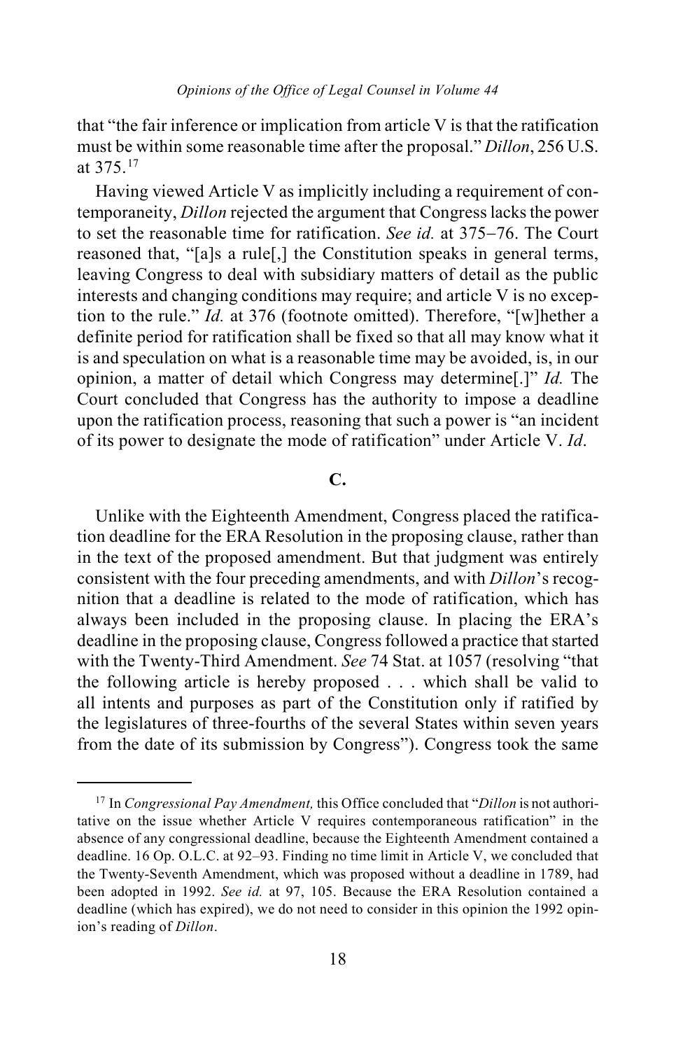that "the fair inference or implication from article V is that the ratification must be within some reasonable time after the proposal." *Dillon*, 256 U.S. at 375.[17]

Having viewed Article V as implicitly including a requirement of contemporaneity, *Dillon* rejected the argument that Congress lacks the power to set the reasonable time for ratification. *See id.* at 375–76. The Court reasoned that, "[a]s a rule[,] the Constitution speaks in general terms, leaving Congress to deal with subsidiary matters of detail as the public interests and changing conditions may require; and article V is no exception to the rule." *Id.* at 376 (footnote omitted). Therefore, "[w]hether a definite period for ratification shall be fixed so that all may know what it is and speculation on what is a reasonable time may be avoided, is, in our opinion, a matter of detail which Congress may determine[.]" *Id.* The Court concluded that Congress has the authority to impose a deadline upon the ratification process, reasoning that such a power is "an incident of its power to designate the mode of ratification" under Article V. *Id*.

## C.

Unlike with the Eighteenth Amendment, Congress placed the ratification deadline for the ERA Resolution in the proposing clause, rather than in the text of the proposed amendment. But that judgment was entirely consistent with the four preceding amendments, and with *Dillon*'s recognition that a deadline is related to the mode of ratification, which has always been included in the proposing clause. In placing the ERA's deadline in the proposing clause, Congress followed a practice that started with the Twenty-Third Amendment. *See* 74 Stat. at 1057 (resolving "that the following article is hereby proposed . . . which shall be valid to all intents and purposes as part of the Constitution only if ratified by the legislatures of three-fourths of the several States within seven years from the date of its submission by Congress"). Congress took the same

---

[17] In *Congressional Pay Amendment,* this Office concluded that "*Dillon* is not authoritative on the issue whether Article V requires contemporaneous ratification" in the absence of any congressional deadline, because the Eighteenth Amendment contained a deadline. 16 Op. O.L.C. at 92–93. Finding no time limit in Article V, we concluded that the Twenty-Seventh Amendment, which was proposed without a deadline in 1789, had been adopted in 1992. *See id.* at 97, 105. Because the ERA Resolution contained a deadline (which has expired), we do not need to consider in this opinion the 1992 opinion's reading of *Dillon*.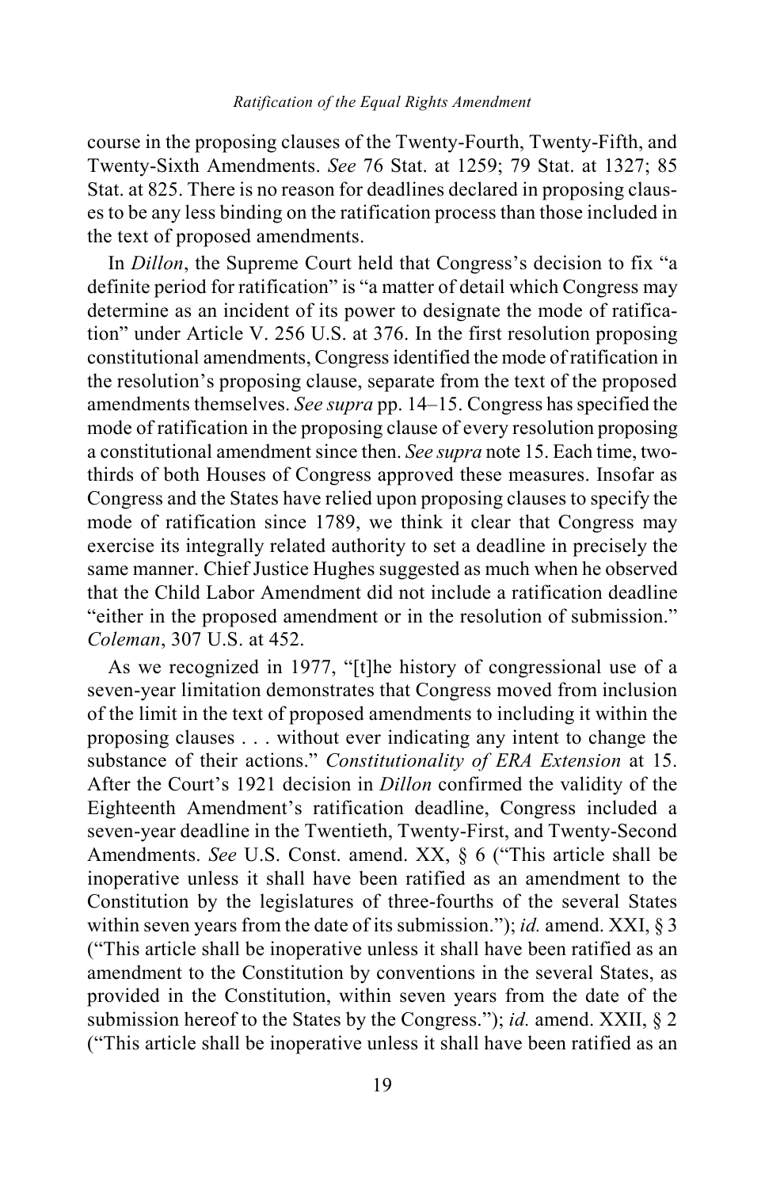course in the proposing clauses of the Twenty-Fourth, Twenty-Fifth, and Twenty-Sixth Amendments. *See* 76 Stat. at 1259; 79 Stat. at 1327; 85 Stat. at 825. There is no reason for deadlines declared in proposing clauses to be any less binding on the ratification process than those included in the text of proposed amendments.

In *Dillon*, the Supreme Court held that Congress's decision to fix "a definite period for ratification" is "a matter of detail which Congress may determine as an incident of its power to designate the mode of ratification" under Article V. 256 U.S. at 376. In the first resolution proposing constitutional amendments, Congress identified the mode of ratification in the resolution's proposing clause, separate from the text of the proposed amendments themselves. *See supra* pp. 14–15. Congress has specified the mode of ratification in the proposing clause of every resolution proposing a constitutional amendment since then. *See supra* note 15. Each time, two-thirds of both Houses of Congress approved these measures. Insofar as Congress and the States have relied upon proposing clauses to specify the mode of ratification since 1789, we think it clear that Congress may exercise its integrally related authority to set a deadline in precisely the same manner. Chief Justice Hughes suggested as much when he observed that the Child Labor Amendment did not include a ratification deadline "either in the proposed amendment or in the resolution of submission." *Coleman*, 307 U.S. at 452.

As we recognized in 1977, "[t]he history of congressional use of a seven-year limitation demonstrates that Congress moved from inclusion of the limit in the text of proposed amendments to including it within the proposing clauses . . . without ever indicating any intent to change the substance of their actions." *Constitutionality of ERA Extension* at 15. After the Court's 1921 decision in *Dillon* confirmed the validity of the Eighteenth Amendment's ratification deadline, Congress included a seven-year deadline in the Twentieth, Twenty-First, and Twenty-Second Amendments. *See* U.S. Const. amend. XX, § 6 ("This article shall be inoperative unless it shall have been ratified as an amendment to the Constitution by the legislatures of three-fourths of the several States within seven years from the date of its submission."); *id.* amend. XXI, § 3 ("This article shall be inoperative unless it shall have been ratified as an amendment to the Constitution by conventions in the several States, as provided in the Constitution, within seven years from the date of the submission hereof to the States by the Congress."); *id.* amend. XXII, § 2 ("This article shall be inoperative unless it shall have been ratified as an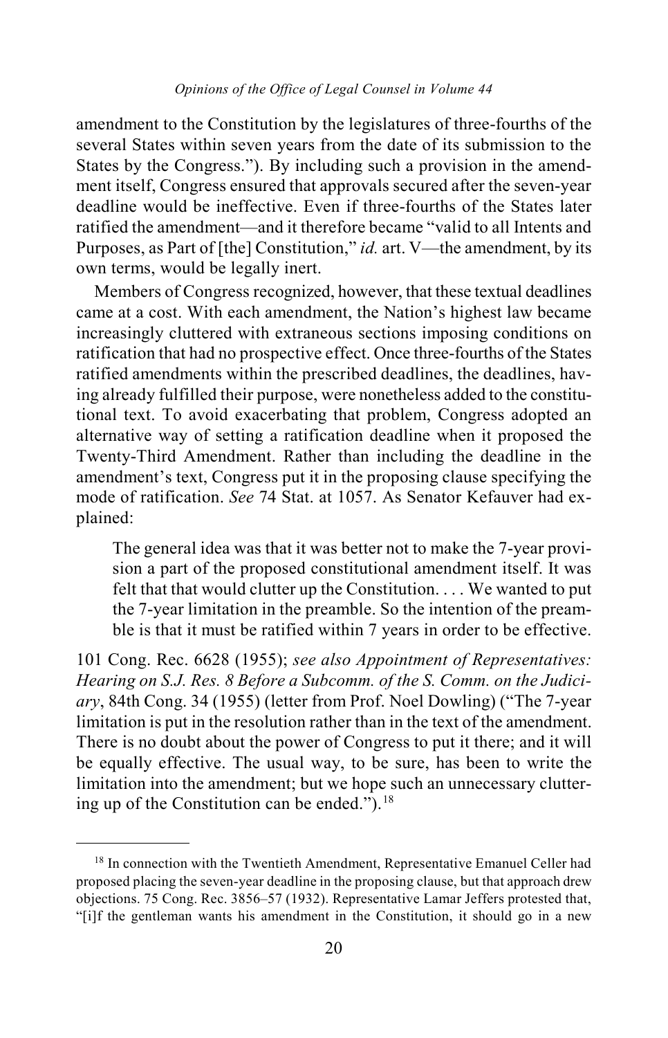amendment to the Constitution by the legislatures of three-fourths of the several States within seven years from the date of its submission to the States by the Congress."). By including such a provision in the amendment itself, Congress ensured that approvals secured after the seven-year deadline would be ineffective. Even if three-fourths of the States later ratified the amendment—and it therefore became "valid to all Intents and Purposes, as Part of [the] Constitution," *id.* art. V—the amendment, by its own terms, would be legally inert.

Members of Congress recognized, however, that these textual deadlines came at a cost. With each amendment, the Nation's highest law became increasingly cluttered with extraneous sections imposing conditions on ratification that had no prospective effect. Once three-fourths of the States ratified amendments within the prescribed deadlines, the deadlines, having already fulfilled their purpose, were nonetheless added to the constitutional text. To avoid exacerbating that problem, Congress adopted an alternative way of setting a ratification deadline when it proposed the Twenty-Third Amendment. Rather than including the deadline in the amendment's text, Congress put it in the proposing clause specifying the mode of ratification. *See* 74 Stat. at 1057. As Senator Kefauver had explained:

> The general idea was that it was better not to make the 7-year provision a part of the proposed constitutional amendment itself. It was felt that that would clutter up the Constitution. . . . We wanted to put the 7-year limitation in the preamble. So the intention of the preamble is that it must be ratified within 7 years in order to be effective.

101 Cong. Rec. 6628 (1955); *see also Appointment of Representatives: Hearing on S.J. Res. 8 Before a Subcomm. of the S. Comm. on the Judiciary*, 84th Cong. 34 (1955) (letter from Prof. Noel Dowling) ("The 7-year limitation is put in the resolution rather than in the text of the amendment. There is no doubt about the power of Congress to put it there; and it will be equally effective. The usual way, to be sure, has been to write the limitation into the amendment; but we hope such an unnecessary cluttering up of the Constitution can be ended.").[18]

---

[18] In connection with the Twentieth Amendment, Representative Emanuel Celler had proposed placing the seven-year deadline in the proposing clause, but that approach drew objections. 75 Cong. Rec. 3856–57 (1932). Representative Lamar Jeffers protested that, "[i]f the gentleman wants his amendment in the Constitution, it should go in a new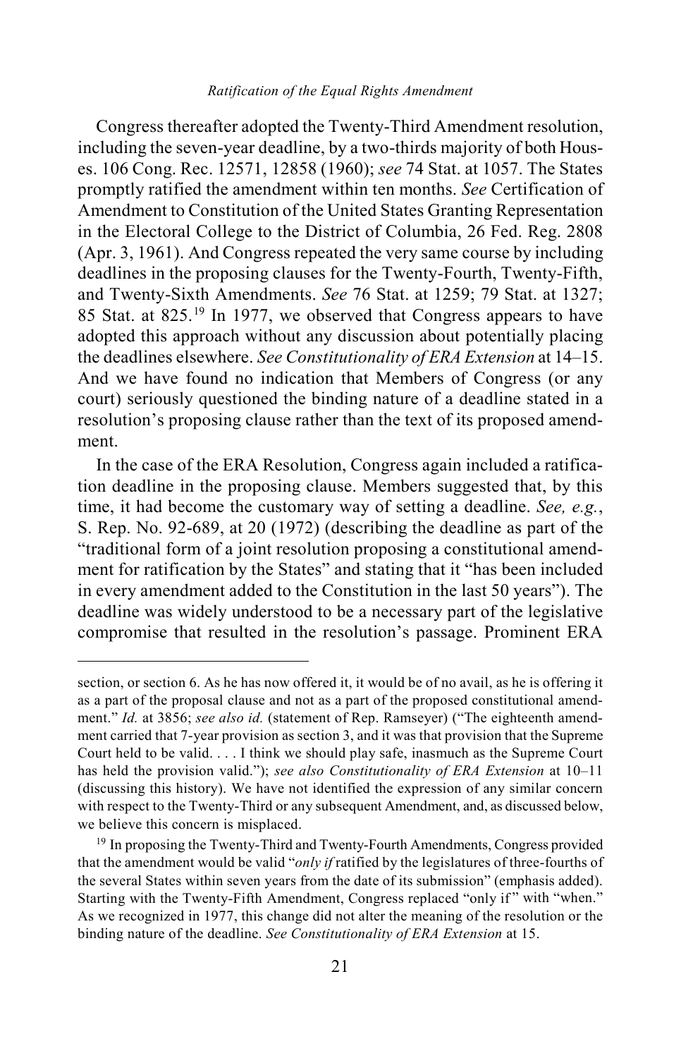Congress thereafter adopted the Twenty-Third Amendment resolution, including the seven-year deadline, by a two-thirds majority of both Houses. 106 Cong. Rec. 12571, 12858 (1960); *see* 74 Stat. at 1057. The States promptly ratified the amendment within ten months. *See* Certification of Amendment to Constitution of the United States Granting Representation in the Electoral College to the District of Columbia, 26 Fed. Reg. 2808 (Apr. 3, 1961). And Congress repeated the very same course by including deadlines in the proposing clauses for the Twenty-Fourth, Twenty-Fifth, and Twenty-Sixth Amendments. *See* 76 Stat. at 1259; 79 Stat. at 1327; 85 Stat. at 825.[19] In 1977, we observed that Congress appears to have adopted this approach without any discussion about potentially placing the deadlines elsewhere. *See Constitutionality of ERA Extension* at 14–15. And we have found no indication that Members of Congress (or any court) seriously questioned the binding nature of a deadline stated in a resolution's proposing clause rather than the text of its proposed amendment.

In the case of the ERA Resolution, Congress again included a ratification deadline in the proposing clause. Members suggested that, by this time, it had become the customary way of setting a deadline. *See, e.g.*, S. Rep. No. 92-689, at 20 (1972) (describing the deadline as part of the "traditional form of a joint resolution proposing a constitutional amendment for ratification by the States" and stating that it "has been included in every amendment added to the Constitution in the last 50 years"). The deadline was widely understood to be a necessary part of the legislative compromise that resulted in the resolution's passage. Prominent ERA

---

section, or section 6. As he has now offered it, it would be of no avail, as he is offering it as a part of the proposal clause and not as a part of the proposed constitutional amendment." *Id.* at 3856; *see also id.* (statement of Rep. Ramseyer) ("The eighteenth amendment carried that 7-year provision as section 3, and it was that provision that the Supreme Court held to be valid. . . . I think we should play safe, inasmuch as the Supreme Court has held the provision valid."); *see also Constitutionality of ERA Extension* at 10–11 (discussing this history). We have not identified the expression of any similar concern with respect to the Twenty-Third or any subsequent Amendment, and, as discussed below, we believe this concern is misplaced.

[19] In proposing the Twenty-Third and Twenty-Fourth Amendments, Congress provided that the amendment would be valid "*only if* ratified by the legislatures of three-fourths of the several States within seven years from the date of its submission" (emphasis added). Starting with the Twenty-Fifth Amendment, Congress replaced "only if" with "when." As we recognized in 1977, this change did not alter the meaning of the resolution or the binding nature of the deadline. *See Constitutionality of ERA Extension* at 15.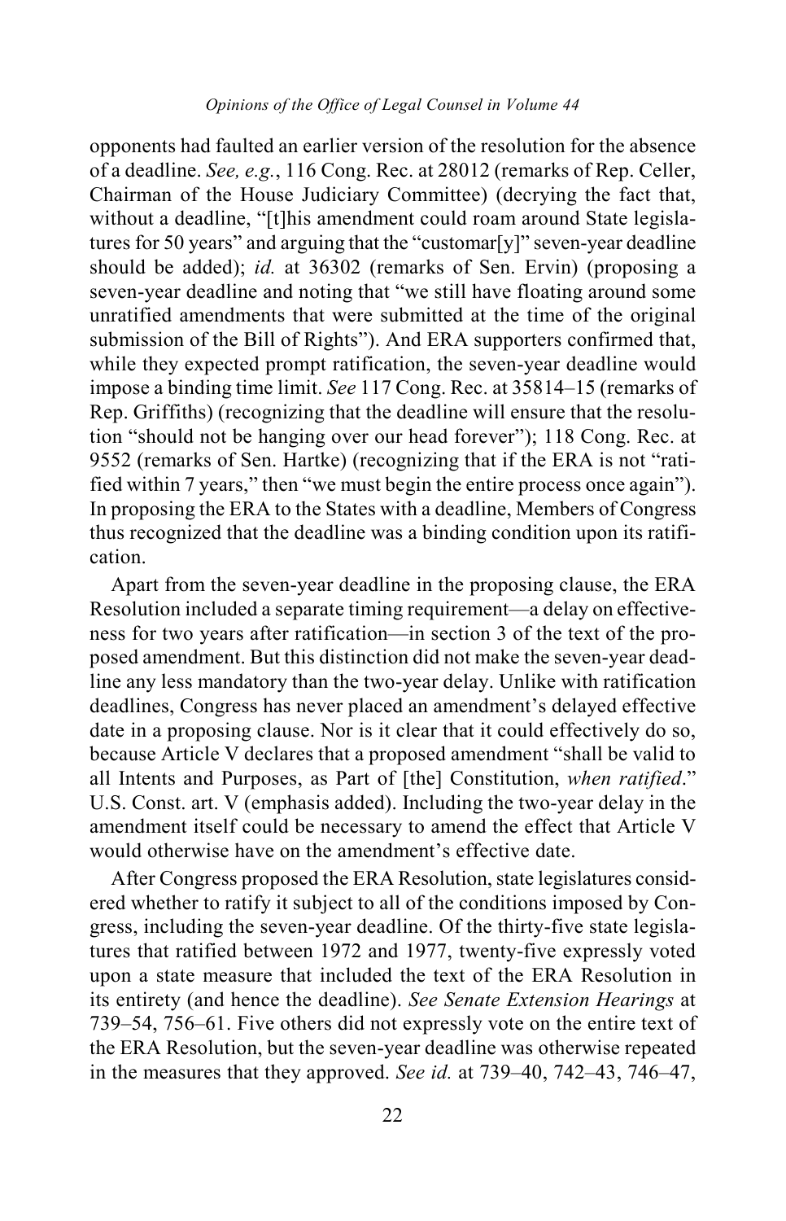opponents had faulted an earlier version of the resolution for the absence of a deadline. *See, e.g.*, 116 Cong. Rec. at 28012 (remarks of Rep. Celler, Chairman of the House Judiciary Committee) (decrying the fact that, without a deadline, "[t]his amendment could roam around State legislatures for 50 years" and arguing that the "customar[y]" seven-year deadline should be added); *id.* at 36302 (remarks of Sen. Ervin) (proposing a seven-year deadline and noting that "we still have floating around some unratified amendments that were submitted at the time of the original submission of the Bill of Rights"). And ERA supporters confirmed that, while they expected prompt ratification, the seven-year deadline would impose a binding time limit. *See* 117 Cong. Rec. at 35814–15 (remarks of Rep. Griffiths) (recognizing that the deadline will ensure that the resolution "should not be hanging over our head forever"); 118 Cong. Rec. at 9552 (remarks of Sen. Hartke) (recognizing that if the ERA is not "ratified within 7 years," then "we must begin the entire process once again"). In proposing the ERA to the States with a deadline, Members of Congress thus recognized that the deadline was a binding condition upon its ratification.

Apart from the seven-year deadline in the proposing clause, the ERA Resolution included a separate timing requirement—a delay on effectiveness for two years after ratification—in section 3 of the text of the proposed amendment. But this distinction did not make the seven-year deadline any less mandatory than the two-year delay. Unlike with ratification deadlines, Congress has never placed an amendment's delayed effective date in a proposing clause. Nor is it clear that it could effectively do so, because Article V declares that a proposed amendment "shall be valid to all Intents and Purposes, as Part of [the] Constitution, *when ratified*." U.S. Const. art. V (emphasis added). Including the two-year delay in the amendment itself could be necessary to amend the effect that Article V would otherwise have on the amendment's effective date.

After Congress proposed the ERA Resolution, state legislatures considered whether to ratify it subject to all of the conditions imposed by Congress, including the seven-year deadline. Of the thirty-five state legislatures that ratified between 1972 and 1977, twenty-five expressly voted upon a state measure that included the text of the ERA Resolution in its entirety (and hence the deadline). *See Senate Extension Hearings* at 739–54, 756–61. Five others did not expressly vote on the entire text of the ERA Resolution, but the seven-year deadline was otherwise repeated in the measures that they approved. *See id.* at 739–40, 742–43, 746–47,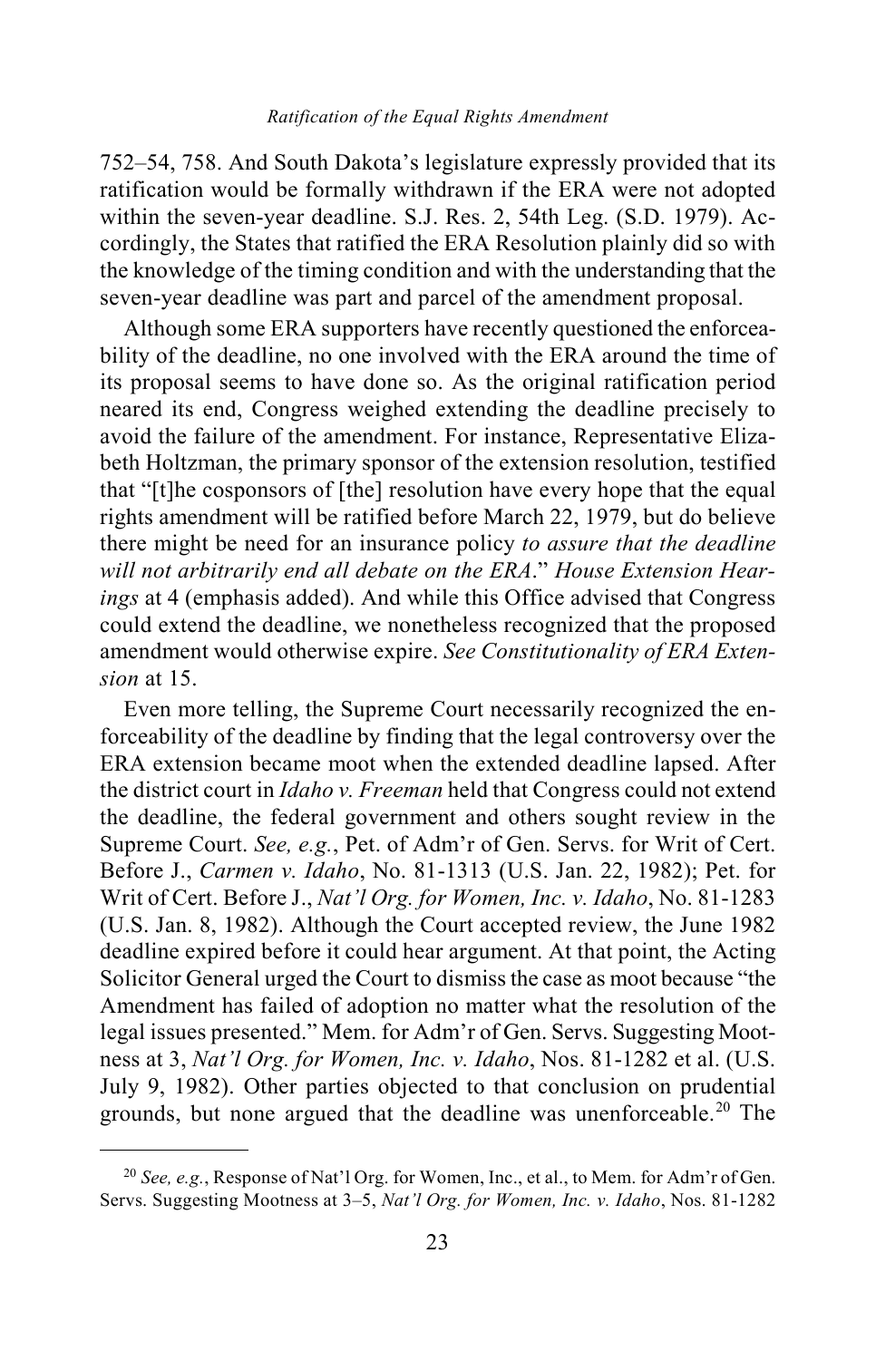752–54, 758. And South Dakota's legislature expressly provided that its ratification would be formally withdrawn if the ERA were not adopted within the seven-year deadline. S.J. Res. 2, 54th Leg. (S.D. 1979). Accordingly, the States that ratified the ERA Resolution plainly did so with the knowledge of the timing condition and with the understanding that the seven-year deadline was part and parcel of the amendment proposal.

Although some ERA supporters have recently questioned the enforceability of the deadline, no one involved with the ERA around the time of its proposal seems to have done so. As the original ratification period neared its end, Congress weighed extending the deadline precisely to avoid the failure of the amendment. For instance, Representative Elizabeth Holtzman, the primary sponsor of the extension resolution, testified that "[t]he cosponsors of [the] resolution have every hope that the equal rights amendment will be ratified before March 22, 1979, but do believe there might be need for an insurance policy *to assure that the deadline will not arbitrarily end all debate on the ERA*." *House Extension Hearings* at 4 (emphasis added). And while this Office advised that Congress could extend the deadline, we nonetheless recognized that the proposed amendment would otherwise expire. *See Constitutionality of ERA Extension* at 15.

Even more telling, the Supreme Court necessarily recognized the enforceability of the deadline by finding that the legal controversy over the ERA extension became moot when the extended deadline lapsed. After the district court in *Idaho v. Freeman* held that Congress could not extend the deadline, the federal government and others sought review in the Supreme Court. *See, e.g.*, Pet. of Adm'r of Gen. Servs. for Writ of Cert. Before J., *Carmen v. Idaho*, No. 81-1313 (U.S. Jan. 22, 1982); Pet. for Writ of Cert. Before J., *Nat'l Org. for Women, Inc. v. Idaho*, No. 81-1283 (U.S. Jan. 8, 1982). Although the Court accepted review, the June 1982 deadline expired before it could hear argument. At that point, the Acting Solicitor General urged the Court to dismiss the case as moot because "the Amendment has failed of adoption no matter what the resolution of the legal issues presented." Mem. for Adm'r of Gen. Servs. Suggesting Mootness at 3, *Nat'l Org. for Women, Inc. v. Idaho*, Nos. 81-1282 et al. (U.S. July 9, 1982). Other parties objected to that conclusion on prudential grounds, but none argued that the deadline was unenforceable.[20] The

---

[20] *See, e.g.*, Response of Nat'l Org. for Women, Inc., et al., to Mem. for Adm'r of Gen. Servs. Suggesting Mootness at 3–5, *Nat'l Org. for Women, Inc. v. Idaho*, Nos. 81-1282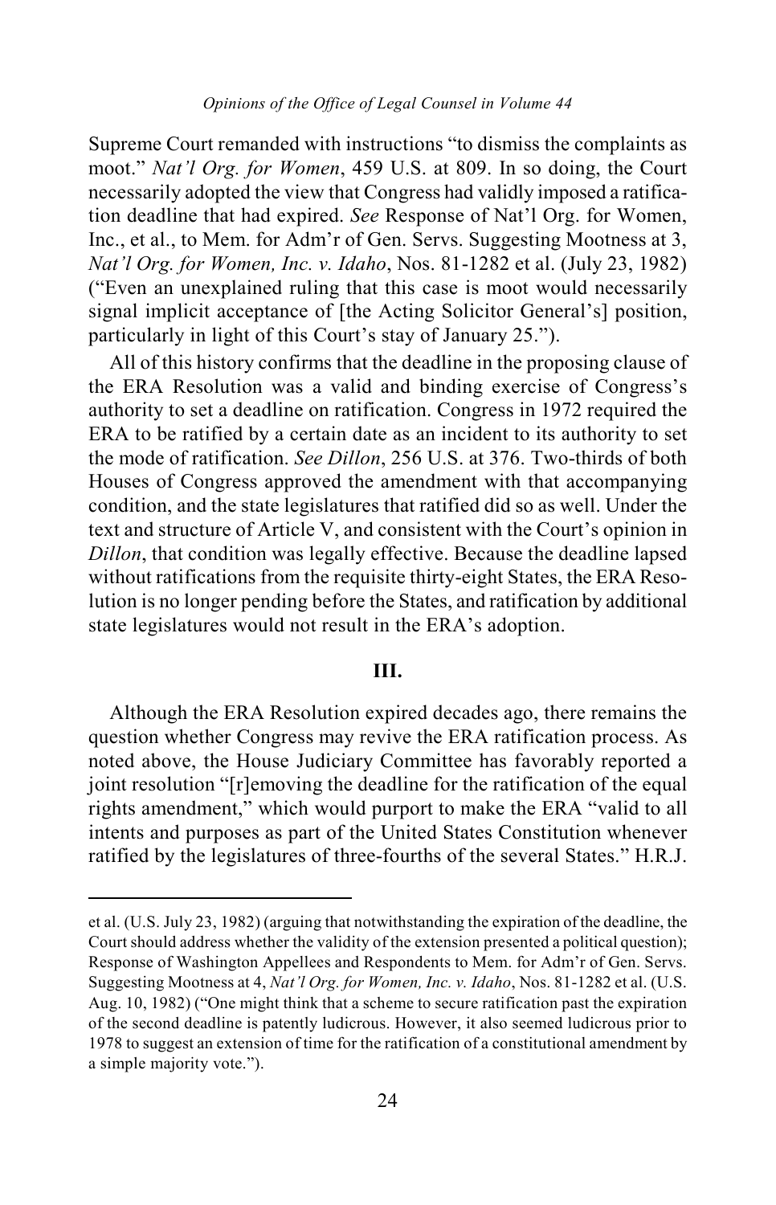Supreme Court remanded with instructions "to dismiss the complaints as moot." *Nat'l Org. for Women*, 459 U.S. at 809. In so doing, the Court necessarily adopted the view that Congress had validly imposed a ratification deadline that had expired. *See* Response of Nat'l Org. for Women, Inc., et al., to Mem. for Adm'r of Gen. Servs. Suggesting Mootness at 3, *Nat'l Org. for Women, Inc. v. Idaho*, Nos. 81-1282 et al. (July 23, 1982) ("Even an unexplained ruling that this case is moot would necessarily signal implicit acceptance of [the Acting Solicitor General's] position, particularly in light of this Court's stay of January 25.").

All of this history confirms that the deadline in the proposing clause of the ERA Resolution was a valid and binding exercise of Congress's authority to set a deadline on ratification. Congress in 1972 required the ERA to be ratified by a certain date as an incident to its authority to set the mode of ratification. *See Dillon*, 256 U.S. at 376. Two-thirds of both Houses of Congress approved the amendment with that accompanying condition, and the state legislatures that ratified did so as well. Under the text and structure of Article V, and consistent with the Court's opinion in *Dillon*, that condition was legally effective. Because the deadline lapsed without ratifications from the requisite thirty-eight States, the ERA Resolution is no longer pending before the States, and ratification by additional state legislatures would not result in the ERA's adoption.

### III.

Although the ERA Resolution expired decades ago, there remains the question whether Congress may revive the ERA ratification process. As noted above, the House Judiciary Committee has favorably reported a joint resolution "[r]emoving the deadline for the ratification of the equal rights amendment," which would purport to make the ERA "valid to all intents and purposes as part of the United States Constitution whenever ratified by the legislatures of three-fourths of the several States." H.R.J.

---

et al. (U.S. July 23, 1982) (arguing that notwithstanding the expiration of the deadline, the Court should address whether the validity of the extension presented a political question); Response of Washington Appellees and Respondents to Mem. for Adm'r of Gen. Servs. Suggesting Mootness at 4, *Nat'l Org. for Women, Inc. v. Idaho*, Nos. 81-1282 et al. (U.S. Aug. 10, 1982) ("One might think that a scheme to secure ratification past the expiration of the second deadline is patently ludicrous. However, it also seemed ludicrous prior to 1978 to suggest an extension of time for the ratification of a constitutional amendment by a simple majority vote.").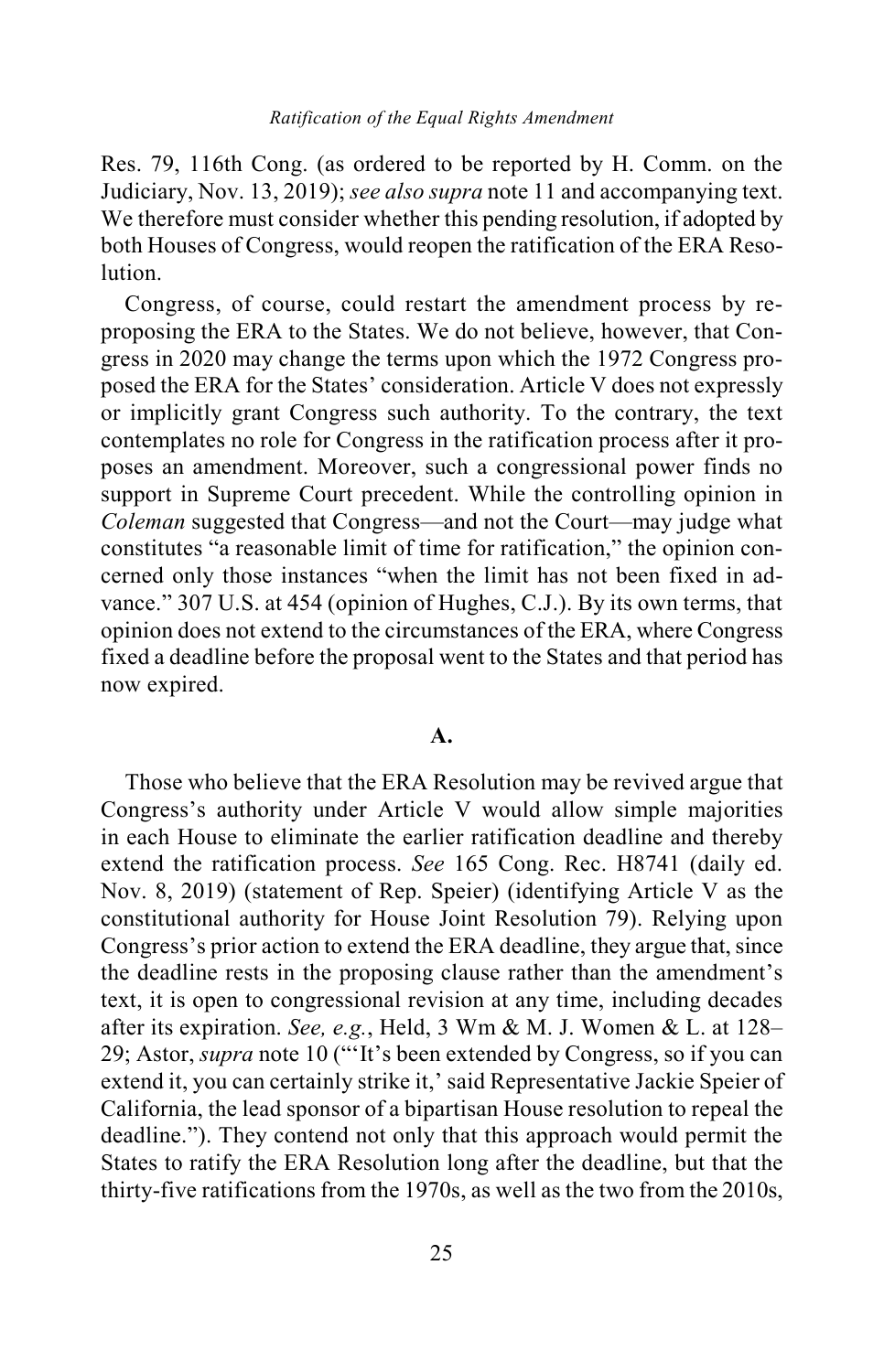Res. 79, 116th Cong. (as ordered to be reported by H. Comm. on the Judiciary, Nov. 13, 2019); *see also supra* note 11 and accompanying text. We therefore must consider whether this pending resolution, if adopted by both Houses of Congress, would reopen the ratification of the ERA Resolution.

Congress, of course, could restart the amendment process by reproposing the ERA to the States. We do not believe, however, that Congress in 2020 may change the terms upon which the 1972 Congress proposed the ERA for the States' consideration. Article V does not expressly or implicitly grant Congress such authority. To the contrary, the text contemplates no role for Congress in the ratification process after it proposes an amendment. Moreover, such a congressional power finds no support in Supreme Court precedent. While the controlling opinion in *Coleman* suggested that Congress—and not the Court—may judge what constitutes "a reasonable limit of time for ratification," the opinion concerned only those instances "when the limit has not been fixed in advance." 307 U.S. at 454 (opinion of Hughes, C.J.). By its own terms, that opinion does not extend to the circumstances of the ERA, where Congress fixed a deadline before the proposal went to the States and that period has now expired.

## A.

Those who believe that the ERA Resolution may be revived argue that Congress's authority under Article V would allow simple majorities in each House to eliminate the earlier ratification deadline and thereby extend the ratification process. *See* 165 Cong. Rec. H8741 (daily ed. Nov. 8, 2019) (statement of Rep. Speier) (identifying Article V as the constitutional authority for House Joint Resolution 79). Relying upon Congress's prior action to extend the ERA deadline, they argue that, since the deadline rests in the proposing clause rather than the amendment's text, it is open to congressional revision at any time, including decades after its expiration. *See, e.g.*, Held, 3 Wm & M. J. Women & L. at 128–29; Astor, *supra* note 10 ("'It's been extended by Congress, so if you can extend it, you can certainly strike it,' said Representative Jackie Speier of California, the lead sponsor of a bipartisan House resolution to repeal the deadline."). They contend not only that this approach would permit the States to ratify the ERA Resolution long after the deadline, but that the thirty-five ratifications from the 1970s, as well as the two from the 2010s,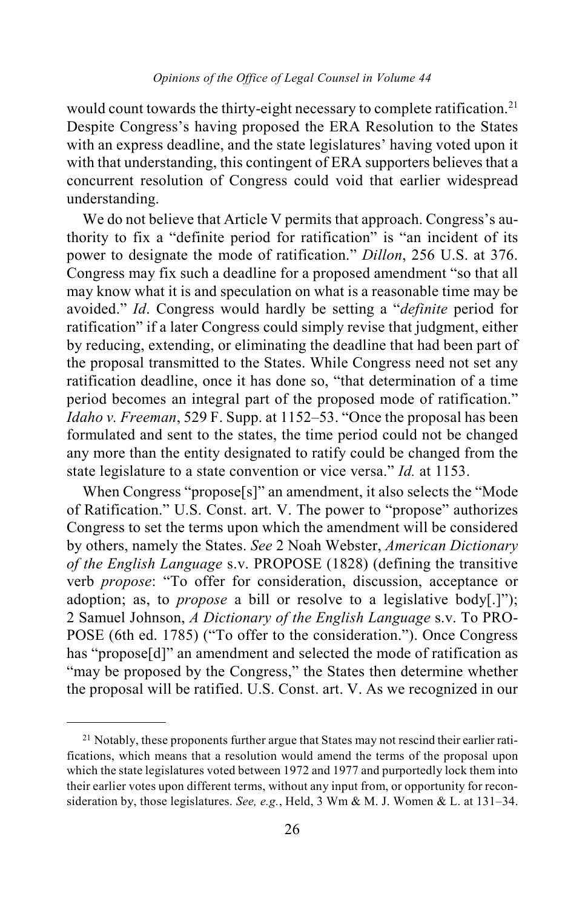would count towards the thirty-eight necessary to complete ratification.[21] Despite Congress's having proposed the ERA Resolution to the States with an express deadline, and the state legislatures' having voted upon it with that understanding, this contingent of ERA supporters believes that a concurrent resolution of Congress could void that earlier widespread understanding.

We do not believe that Article V permits that approach. Congress's authority to fix a "definite period for ratification" is "an incident of its power to designate the mode of ratification." *Dillon*, 256 U.S. at 376. Congress may fix such a deadline for a proposed amendment "so that all may know what it is and speculation on what is a reasonable time may be avoided." *Id*. Congress would hardly be setting a "*definite* period for ratification" if a later Congress could simply revise that judgment, either by reducing, extending, or eliminating the deadline that had been part of the proposal transmitted to the States. While Congress need not set any ratification deadline, once it has done so, "that determination of a time period becomes an integral part of the proposed mode of ratification." *Idaho v. Freeman*, 529 F. Supp. at 1152–53. "Once the proposal has been formulated and sent to the states, the time period could not be changed any more than the entity designated to ratify could be changed from the state legislature to a state convention or vice versa." *Id.* at 1153.

When Congress "propose[s]" an amendment, it also selects the "Mode of Ratification." U.S. Const. art. V. The power to "propose" authorizes Congress to set the terms upon which the amendment will be considered by others, namely the States. *See* 2 Noah Webster, *American Dictionary of the English Language* s.v. PROPOSE (1828) (defining the transitive verb *propose*: "To offer for consideration, discussion, acceptance or adoption; as, to *propose* a bill or resolve to a legislative body[.]"); 2 Samuel Johnson, *A Dictionary of the English Language* s.v. To PROPOSE (6th ed. 1785) ("To offer to the consideration."). Once Congress has "propose[d]" an amendment and selected the mode of ratification as "may be proposed by the Congress," the States then determine whether the proposal will be ratified. U.S. Const. art. V. As we recognized in our

[21] Notably, these proponents further argue that States may not rescind their earlier ratifications, which means that a resolution would amend the terms of the proposal upon which the state legislatures voted between 1972 and 1977 and purportedly lock them into their earlier votes upon different terms, without any input from, or opportunity for reconsideration by, those legislatures. *See, e.g.*, Held, 3 Wm & M. J. Women & L. at 131–34.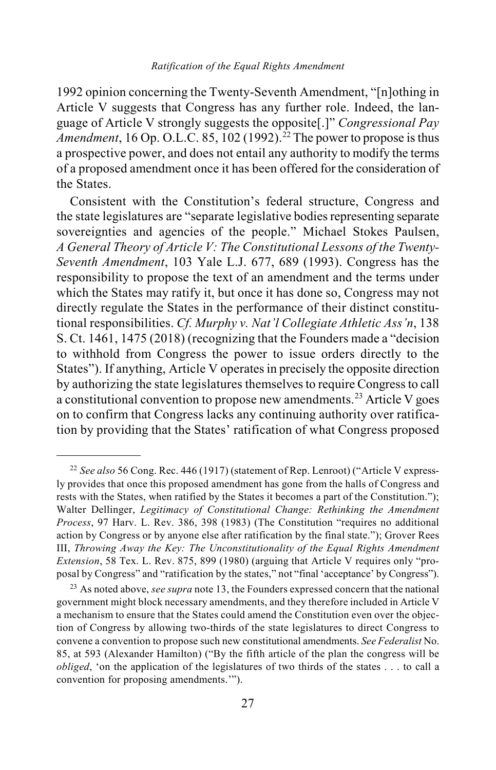1992 opinion concerning the Twenty-Seventh Amendment, "[n]othing in Article V suggests that Congress has any further role. Indeed, the language of Article V strongly suggests the opposite[.]" *Congressional Pay Amendment*, 16 Op. O.L.C. 85, 102 (1992).[22] The power to propose is thus a prospective power, and does not entail any authority to modify the terms of a proposed amendment once it has been offered for the consideration of the States.

Consistent with the Constitution's federal structure, Congress and the state legislatures are "separate legislative bodies representing separate sovereignties and agencies of the people." Michael Stokes Paulsen, *A General Theory of Article V: The Constitutional Lessons of the Twenty-Seventh Amendment*, 103 Yale L.J. 677, 689 (1993). Congress has the responsibility to propose the text of an amendment and the terms under which the States may ratify it, but once it has done so, Congress may not directly regulate the States in the performance of their distinct constitutional responsibilities. *Cf. Murphy v. Nat'l Collegiate Athletic Ass'n*, 138 S. Ct. 1461, 1475 (2018) (recognizing that the Founders made a "decision to withhold from Congress the power to issue orders directly to the States"). If anything, Article V operates in precisely the opposite direction by authorizing the state legislatures themselves to require Congress to call a constitutional convention to propose new amendments.[23] Article V goes on to confirm that Congress lacks any continuing authority over ratification by providing that the States' ratification of what Congress proposed

---

[22] *See also* 56 Cong. Rec. 446 (1917) (statement of Rep. Lenroot) ("Article V expressly provides that once this proposed amendment has gone from the halls of Congress and rests with the States, when ratified by the States it becomes a part of the Constitution."); Walter Dellinger, *Legitimacy of Constitutional Change: Rethinking the Amendment Process*, 97 Harv. L. Rev. 386, 398 (1983) (The Constitution "requires no additional action by Congress or by anyone else after ratification by the final state."); Grover Rees III, *Throwing Away the Key: The Unconstitutionality of the Equal Rights Amendment Extension*, 58 Tex. L. Rev. 875, 899 (1980) (arguing that Article V requires only "proposal by Congress" and "ratification by the states," not "final 'acceptance' by Congress").

[23] As noted above, *see supra* note 13, the Founders expressed concern that the national government might block necessary amendments, and they therefore included in Article V a mechanism to ensure that the States could amend the Constitution even over the objection of Congress by allowing two-thirds of the state legislatures to direct Congress to convene a convention to propose such new constitutional amendments. *See Federalist* No. 85, at 593 (Alexander Hamilton) ("By the fifth article of the plan the congress will be *obliged*, 'on the application of the legislatures of two thirds of the states . . . to call a convention for proposing amendments.'").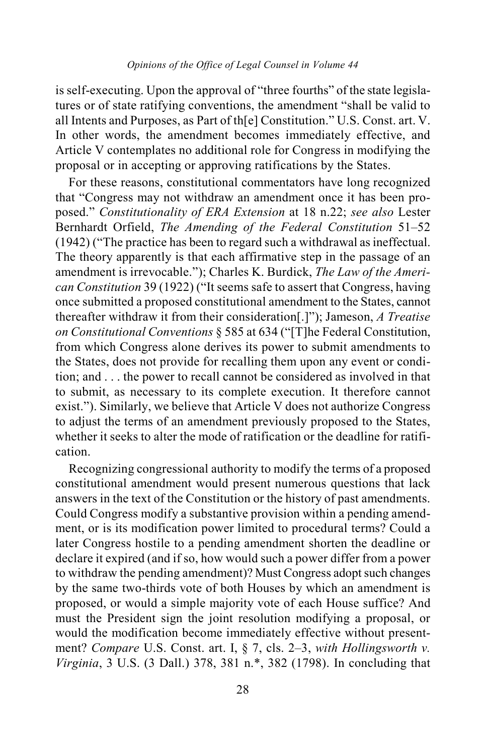is self-executing. Upon the approval of "three fourths" of the state legislatures or of state ratifying conventions, the amendment "shall be valid to all Intents and Purposes, as Part of th[e] Constitution." U.S. Const. art. V. In other words, the amendment becomes immediately effective, and Article V contemplates no additional role for Congress in modifying the proposal or in accepting or approving ratifications by the States.

For these reasons, constitutional commentators have long recognized that "Congress may not withdraw an amendment once it has been proposed." *Constitutionality of ERA Extension* at 18 n.22; *see also* Lester Bernhardt Orfield, *The Amending of the Federal Constitution* 51–52 (1942) ("The practice has been to regard such a withdrawal as ineffectual. The theory apparently is that each affirmative step in the passage of an amendment is irrevocable."); Charles K. Burdick, *The Law of the American Constitution* 39 (1922) ("It seems safe to assert that Congress, having once submitted a proposed constitutional amendment to the States, cannot thereafter withdraw it from their consideration[.]"); Jameson, *A Treatise on Constitutional Conventions* § 585 at 634 ("[T]he Federal Constitution, from which Congress alone derives its power to submit amendments to the States, does not provide for recalling them upon any event or condition; and . . . the power to recall cannot be considered as involved in that to submit, as necessary to its complete execution. It therefore cannot exist."). Similarly, we believe that Article V does not authorize Congress to adjust the terms of an amendment previously proposed to the States, whether it seeks to alter the mode of ratification or the deadline for ratification.

Recognizing congressional authority to modify the terms of a proposed constitutional amendment would present numerous questions that lack answers in the text of the Constitution or the history of past amendments. Could Congress modify a substantive provision within a pending amendment, or is its modification power limited to procedural terms? Could a later Congress hostile to a pending amendment shorten the deadline or declare it expired (and if so, how would such a power differ from a power to withdraw the pending amendment)? Must Congress adopt such changes by the same two-thirds vote of both Houses by which an amendment is proposed, or would a simple majority vote of each House suffice? And must the President sign the joint resolution modifying a proposal, or would the modification become immediately effective without presentment? *Compare* U.S. Const. art. I, § 7, cls. 2–3, *with Hollingsworth v. Virginia*, 3 U.S. (3 Dall.) 378, 381 n.*, 382 (1798). In concluding that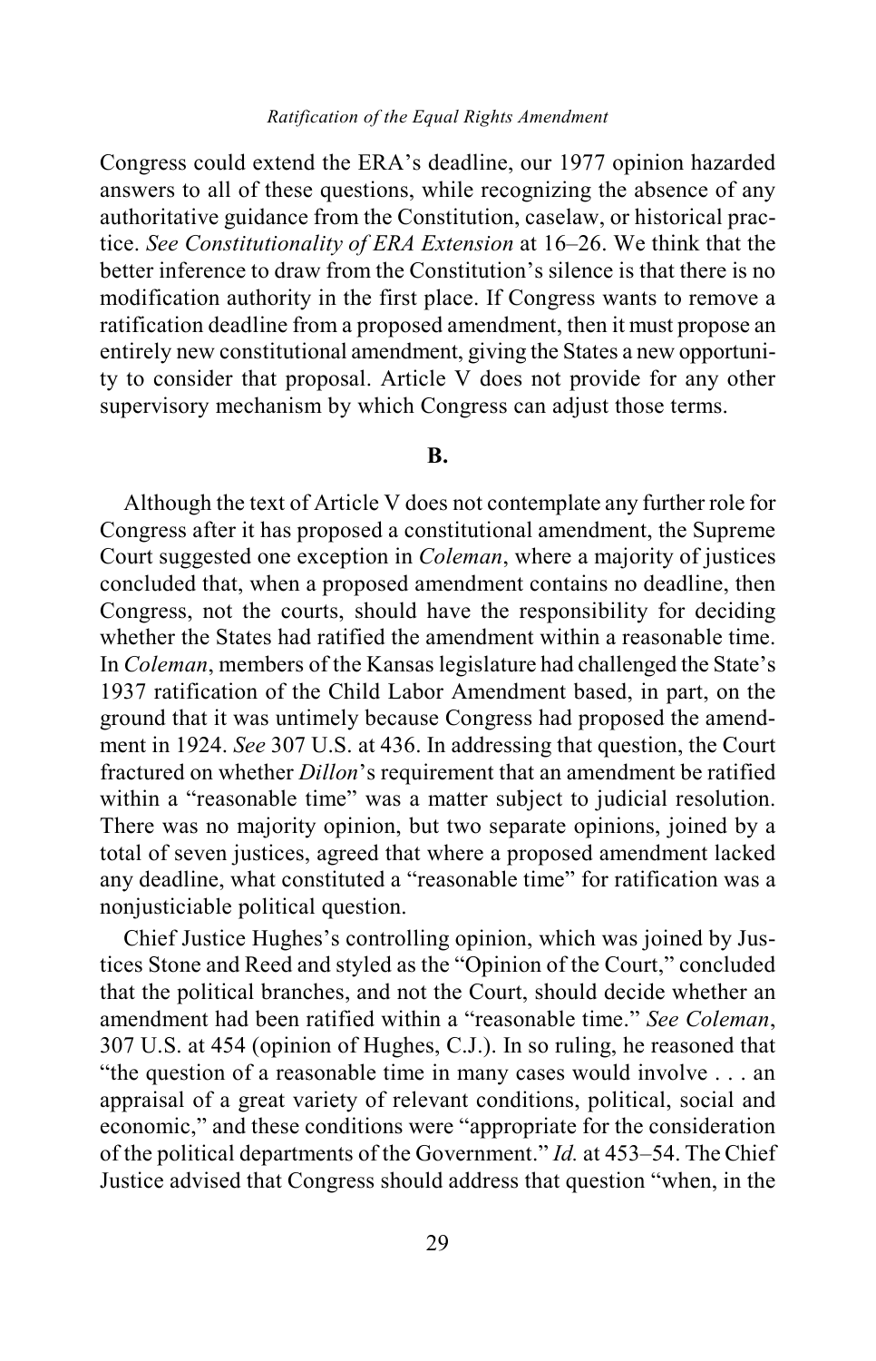Congress could extend the ERA's deadline, our 1977 opinion hazarded answers to all of these questions, while recognizing the absence of any authoritative guidance from the Constitution, caselaw, or historical practice. *See Constitutionality of ERA Extension* at 16–26. We think that the better inference to draw from the Constitution's silence is that there is no modification authority in the first place. If Congress wants to remove a ratification deadline from a proposed amendment, then it must propose an entirely new constitutional amendment, giving the States a new opportunity to consider that proposal. Article V does not provide for any other supervisory mechanism by which Congress can adjust those terms.

**B.**

Although the text of Article V does not contemplate any further role for Congress after it has proposed a constitutional amendment, the Supreme Court suggested one exception in *Coleman*, where a majority of justices concluded that, when a proposed amendment contains no deadline, then Congress, not the courts, should have the responsibility for deciding whether the States had ratified the amendment within a reasonable time. In *Coleman*, members of the Kansas legislature had challenged the State's 1937 ratification of the Child Labor Amendment based, in part, on the ground that it was untimely because Congress had proposed the amendment in 1924. *See* 307 U.S. at 436. In addressing that question, the Court fractured on whether *Dillon*'s requirement that an amendment be ratified within a "reasonable time" was a matter subject to judicial resolution. There was no majority opinion, but two separate opinions, joined by a total of seven justices, agreed that where a proposed amendment lacked any deadline, what constituted a "reasonable time" for ratification was a nonjusticiable political question.

Chief Justice Hughes's controlling opinion, which was joined by Justices Stone and Reed and styled as the "Opinion of the Court," concluded that the political branches, and not the Court, should decide whether an amendment had been ratified within a "reasonable time." *See Coleman*, 307 U.S. at 454 (opinion of Hughes, C.J.). In so ruling, he reasoned that "the question of a reasonable time in many cases would involve . . . an appraisal of a great variety of relevant conditions, political, social and economic," and these conditions were "appropriate for the consideration of the political departments of the Government." *Id.* at 453–54. The Chief Justice advised that Congress should address that question "when, in the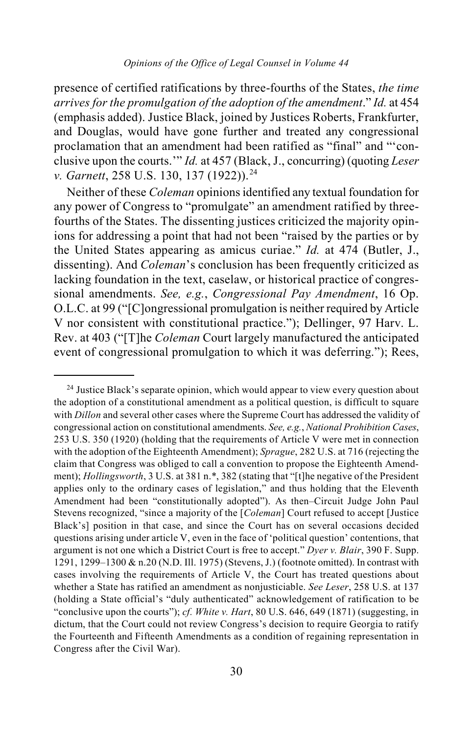presence of certified ratifications by three-fourths of the States, *the time arrives for the promulgation of the adoption of the amendment*." *Id.* at 454 (emphasis added). Justice Black, joined by Justices Roberts, Frankfurter, and Douglas, would have gone further and treated any congressional proclamation that an amendment had been ratified as "final" and "'conclusive upon the courts.'" *Id.* at 457 (Black, J., concurring) (quoting *Leser v. Garnett*, 258 U.S. 130, 137 (1922)).[24]

Neither of these *Coleman* opinions identified any textual foundation for any power of Congress to "promulgate" an amendment ratified by three-fourths of the States. The dissenting justices criticized the majority opinions for addressing a point that had not been "raised by the parties or by the United States appearing as amicus curiae." *Id.* at 474 (Butler, J., dissenting). And *Coleman*'s conclusion has been frequently criticized as lacking foundation in the text, caselaw, or historical practice of congressional amendments. *See, e.g.*, *Congressional Pay Amendment*, 16 Op. O.L.C. at 99 ("[C]ongressional promulgation is neither required by Article V nor consistent with constitutional practice."); Dellinger, 97 Harv. L. Rev. at 403 ("[T]he *Coleman* Court largely manufactured the anticipated event of congressional promulgation to which it was deferring."); Rees,

---

[24] Justice Black's separate opinion, which would appear to view every question about the adoption of a constitutional amendment as a political question, is difficult to square with *Dillon* and several other cases where the Supreme Court has addressed the validity of congressional action on constitutional amendments. *See, e.g.*, *National Prohibition Cases*, 253 U.S. 350 (1920) (holding that the requirements of Article V were met in connection with the adoption of the Eighteenth Amendment); *Sprague*, 282 U.S. at 716 (rejecting the claim that Congress was obliged to call a convention to propose the Eighteenth Amendment); *Hollingsworth*, 3 U.S. at 381 n.*, 382 (stating that "[t]he negative of the President applies only to the ordinary cases of legislation," and thus holding that the Eleventh Amendment had been "constitutionally adopted"). As then–Circuit Judge John Paul Stevens recognized, "since a majority of the [*Coleman*] Court refused to accept [Justice Black's] position in that case, and since the Court has on several occasions decided questions arising under article V, even in the face of 'political question' contentions, that argument is not one which a District Court is free to accept." *Dyer v. Blair*, 390 F. Supp. 1291, 1299–1300 & n.20 (N.D. Ill. 1975) (Stevens, J.) (footnote omitted). In contrast with cases involving the requirements of Article V, the Court has treated questions about whether a State has ratified an amendment as nonjusticiable. *See Leser*, 258 U.S. at 137 (holding a State official's "duly authenticated" acknowledgement of ratification to be "conclusive upon the courts"); *cf. White v. Hart*, 80 U.S. 646, 649 (1871) (suggesting, in dictum, that the Court could not review Congress's decision to require Georgia to ratify the Fourteenth and Fifteenth Amendments as a condition of regaining representation in Congress after the Civil War).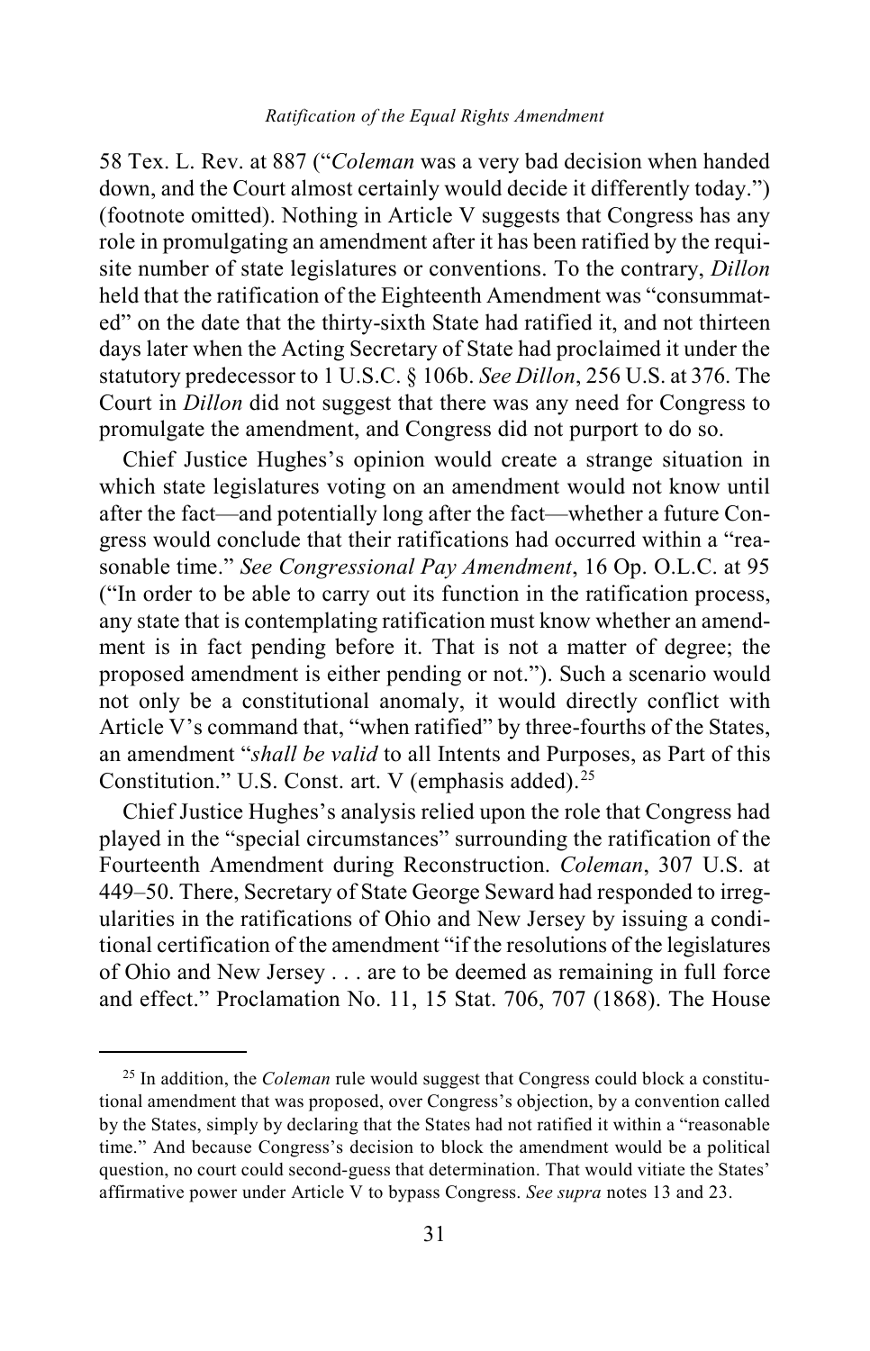58 Tex. L. Rev. at 887 ("*Coleman* was a very bad decision when handed down, and the Court almost certainly would decide it differently today.") (footnote omitted). Nothing in Article V suggests that Congress has any role in promulgating an amendment after it has been ratified by the requisite number of state legislatures or conventions. To the contrary, *Dillon* held that the ratification of the Eighteenth Amendment was "consummated" on the date that the thirty-sixth State had ratified it, and not thirteen days later when the Acting Secretary of State had proclaimed it under the statutory predecessor to 1 U.S.C. § 106b. *See Dillon*, 256 U.S. at 376. The Court in *Dillon* did not suggest that there was any need for Congress to promulgate the amendment, and Congress did not purport to do so.

Chief Justice Hughes's opinion would create a strange situation in which state legislatures voting on an amendment would not know until after the fact—and potentially long after the fact—whether a future Congress would conclude that their ratifications had occurred within a "reasonable time." *See Congressional Pay Amendment*, 16 Op. O.L.C. at 95 ("In order to be able to carry out its function in the ratification process, any state that is contemplating ratification must know whether an amendment is in fact pending before it. That is not a matter of degree; the proposed amendment is either pending or not."). Such a scenario would not only be a constitutional anomaly, it would directly conflict with Article V's command that, "when ratified" by three-fourths of the States, an amendment "*shall be valid* to all Intents and Purposes, as Part of this Constitution." U.S. Const. art. V (emphasis added).[25]

Chief Justice Hughes's analysis relied upon the role that Congress had played in the "special circumstances" surrounding the ratification of the Fourteenth Amendment during Reconstruction. *Coleman*, 307 U.S. at 449–50. There, Secretary of State George Seward had responded to irregularities in the ratifications of Ohio and New Jersey by issuing a conditional certification of the amendment "if the resolutions of the legislatures of Ohio and New Jersey . . . are to be deemed as remaining in full force and effect." Proclamation No. 11, 15 Stat. 706, 707 (1868). The House

---

[25] In addition, the *Coleman* rule would suggest that Congress could block a constitutional amendment that was proposed, over Congress's objection, by a convention called by the States, simply by declaring that the States had not ratified it within a "reasonable time." And because Congress's decision to block the amendment would be a political question, no court could second-guess that determination. That would vitiate the States' affirmative power under Article V to bypass Congress. *See supra* notes 13 and 23.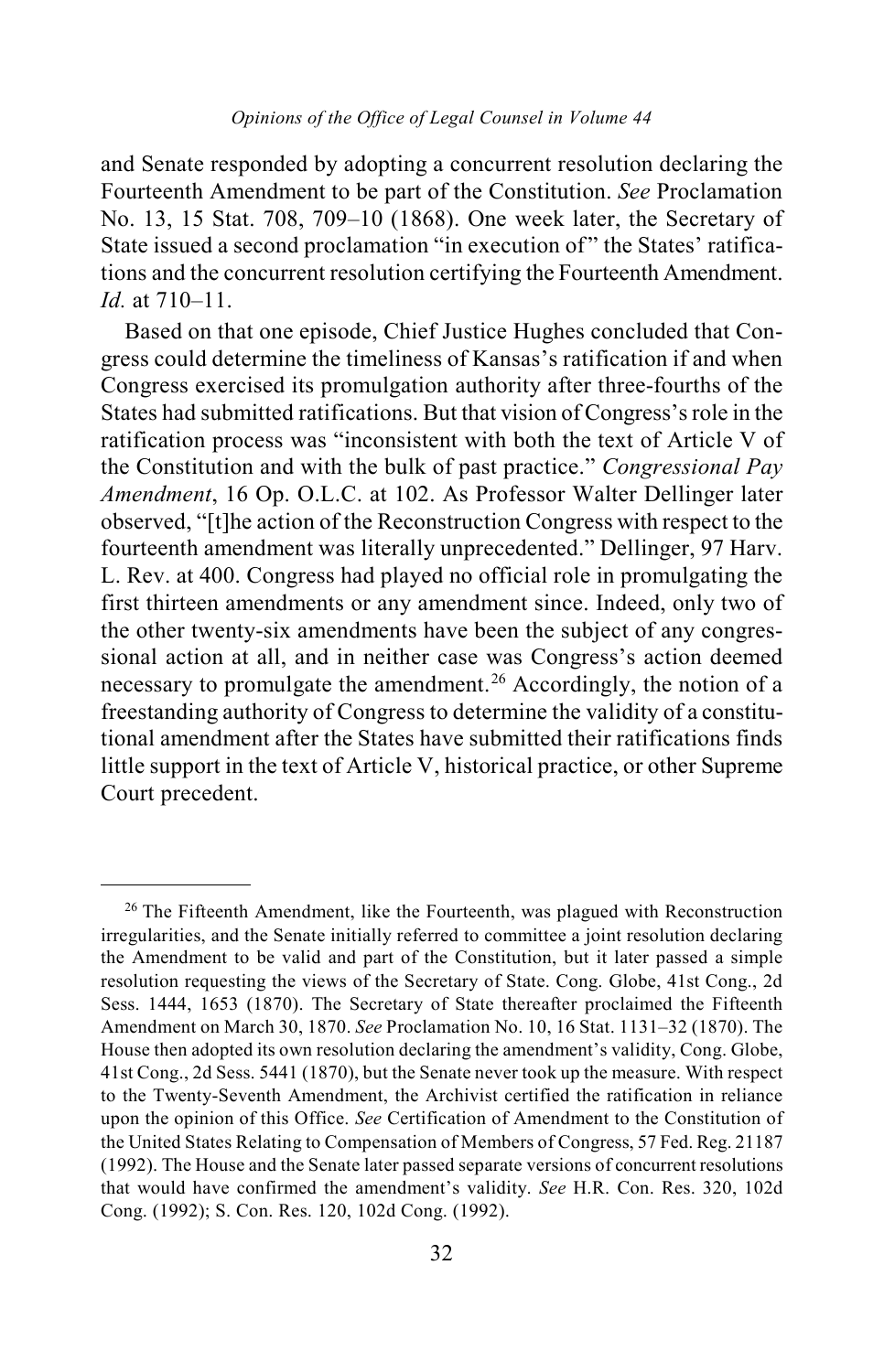and Senate responded by adopting a concurrent resolution declaring the Fourteenth Amendment to be part of the Constitution. *See* Proclamation No. 13, 15 Stat. 708, 709–10 (1868). One week later, the Secretary of State issued a second proclamation "in execution of" the States' ratifications and the concurrent resolution certifying the Fourteenth Amendment. *Id.* at 710–11.

Based on that one episode, Chief Justice Hughes concluded that Congress could determine the timeliness of Kansas's ratification if and when Congress exercised its promulgation authority after three-fourths of the States had submitted ratifications. But that vision of Congress's role in the ratification process was "inconsistent with both the text of Article V of the Constitution and with the bulk of past practice." *Congressional Pay Amendment*, 16 Op. O.L.C. at 102. As Professor Walter Dellinger later observed, "[t]he action of the Reconstruction Congress with respect to the fourteenth amendment was literally unprecedented." Dellinger, 97 Harv. L. Rev. at 400. Congress had played no official role in promulgating the first thirteen amendments or any amendment since. Indeed, only two of the other twenty-six amendments have been the subject of any congressional action at all, and in neither case was Congress's action deemed necessary to promulgate the amendment.[26] Accordingly, the notion of a freestanding authority of Congress to determine the validity of a constitutional amendment after the States have submitted their ratifications finds little support in the text of Article V, historical practice, or other Supreme Court precedent.

---

[26] The Fifteenth Amendment, like the Fourteenth, was plagued with Reconstruction irregularities, and the Senate initially referred to committee a joint resolution declaring the Amendment to be valid and part of the Constitution, but it later passed a simple resolution requesting the views of the Secretary of State. Cong. Globe, 41st Cong., 2d Sess. 1444, 1653 (1870). The Secretary of State thereafter proclaimed the Fifteenth Amendment on March 30, 1870. *See* Proclamation No. 10, 16 Stat. 1131–32 (1870). The House then adopted its own resolution declaring the amendment's validity, Cong. Globe, 41st Cong., 2d Sess. 5441 (1870), but the Senate never took up the measure. With respect to the Twenty-Seventh Amendment, the Archivist certified the ratification in reliance upon the opinion of this Office. *See* Certification of Amendment to the Constitution of the United States Relating to Compensation of Members of Congress, 57 Fed. Reg. 21187 (1992). The House and the Senate later passed separate versions of concurrent resolutions that would have confirmed the amendment's validity. *See* H.R. Con. Res. 320, 102d Cong. (1992); S. Con. Res. 120, 102d Cong. (1992).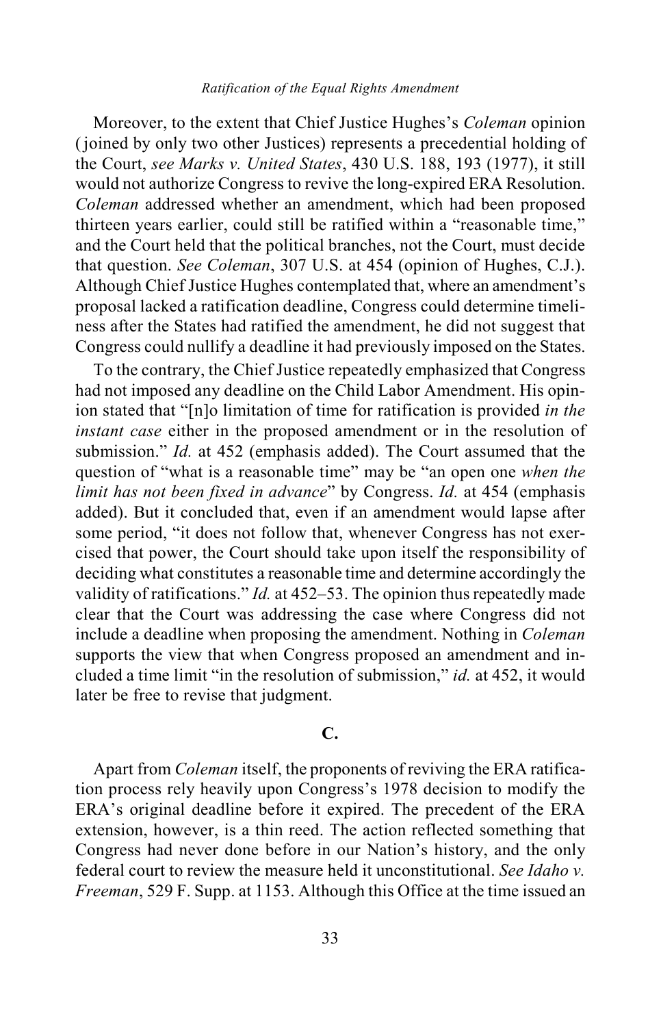Moreover, to the extent that Chief Justice Hughes's *Coleman* opinion (joined by only two other Justices) represents a precedential holding of the Court, *see Marks v. United States*, 430 U.S. 188, 193 (1977), it still would not authorize Congress to revive the long-expired ERA Resolution. *Coleman* addressed whether an amendment, which had been proposed thirteen years earlier, could still be ratified within a "reasonable time," and the Court held that the political branches, not the Court, must decide that question. *See Coleman*, 307 U.S. at 454 (opinion of Hughes, C.J.). Although Chief Justice Hughes contemplated that, where an amendment's proposal lacked a ratification deadline, Congress could determine timeliness after the States had ratified the amendment, he did not suggest that Congress could nullify a deadline it had previously imposed on the States.

To the contrary, the Chief Justice repeatedly emphasized that Congress had not imposed any deadline on the Child Labor Amendment. His opinion stated that "[n]o limitation of time for ratification is provided *in the instant case* either in the proposed amendment or in the resolution of submission." *Id.* at 452 (emphasis added). The Court assumed that the question of "what is a reasonable time" may be "an open one *when the limit has not been fixed in advance*" by Congress. *Id.* at 454 (emphasis added). But it concluded that, even if an amendment would lapse after some period, "it does not follow that, whenever Congress has not exercised that power, the Court should take upon itself the responsibility of deciding what constitutes a reasonable time and determine accordingly the validity of ratifications." *Id.* at 452–53. The opinion thus repeatedly made clear that the Court was addressing the case where Congress did not include a deadline when proposing the amendment. Nothing in *Coleman* supports the view that when Congress proposed an amendment and included a time limit "in the resolution of submission," *id.* at 452, it would later be free to revise that judgment.

### C.

Apart from *Coleman* itself, the proponents of reviving the ERA ratification process rely heavily upon Congress's 1978 decision to modify the ERA's original deadline before it expired. The precedent of the ERA extension, however, is a thin reed. The action reflected something that Congress had never done before in our Nation's history, and the only federal court to review the measure held it unconstitutional. *See Idaho v. Freeman*, 529 F. Supp. at 1153. Although this Office at the time issued an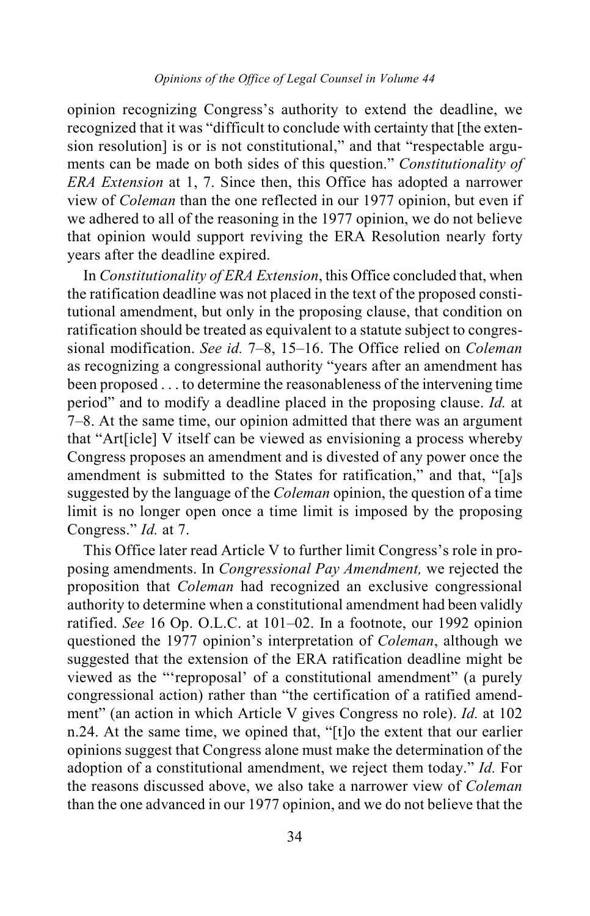opinion recognizing Congress's authority to extend the deadline, we recognized that it was "difficult to conclude with certainty that [the extension resolution] is or is not constitutional," and that "respectable arguments can be made on both sides of this question." *Constitutionality of ERA Extension* at 1, 7. Since then, this Office has adopted a narrower view of *Coleman* than the one reflected in our 1977 opinion, but even if we adhered to all of the reasoning in the 1977 opinion, we do not believe that opinion would support reviving the ERA Resolution nearly forty years after the deadline expired.

In *Constitutionality of ERA Extension*, this Office concluded that, when the ratification deadline was not placed in the text of the proposed constitutional amendment, but only in the proposing clause, that condition on ratification should be treated as equivalent to a statute subject to congressional modification. *See id.* 7–8, 15–16. The Office relied on *Coleman* as recognizing a congressional authority "years after an amendment has been proposed . . . to determine the reasonableness of the intervening time period" and to modify a deadline placed in the proposing clause. *Id.* at 7–8. At the same time, our opinion admitted that there was an argument that "Art[icle] V itself can be viewed as envisioning a process whereby Congress proposes an amendment and is divested of any power once the amendment is submitted to the States for ratification," and that, "[a]s suggested by the language of the *Coleman* opinion, the question of a time limit is no longer open once a time limit is imposed by the proposing Congress." *Id.* at 7.

This Office later read Article V to further limit Congress's role in proposing amendments. In *Congressional Pay Amendment,* we rejected the proposition that *Coleman* had recognized an exclusive congressional authority to determine when a constitutional amendment had been validly ratified. *See* 16 Op. O.L.C. at 101–02. In a footnote, our 1992 opinion questioned the 1977 opinion's interpretation of *Coleman*, although we suggested that the extension of the ERA ratification deadline might be viewed as the "'reproposal' of a constitutional amendment" (a purely congressional action) rather than "the certification of a ratified amendment" (an action in which Article V gives Congress no role). *Id.* at 102 n.24. At the same time, we opined that, "[t]o the extent that our earlier opinions suggest that Congress alone must make the determination of the adoption of a constitutional amendment, we reject them today." *Id.* For the reasons discussed above, we also take a narrower view of *Coleman* than the one advanced in our 1977 opinion, and we do not believe that the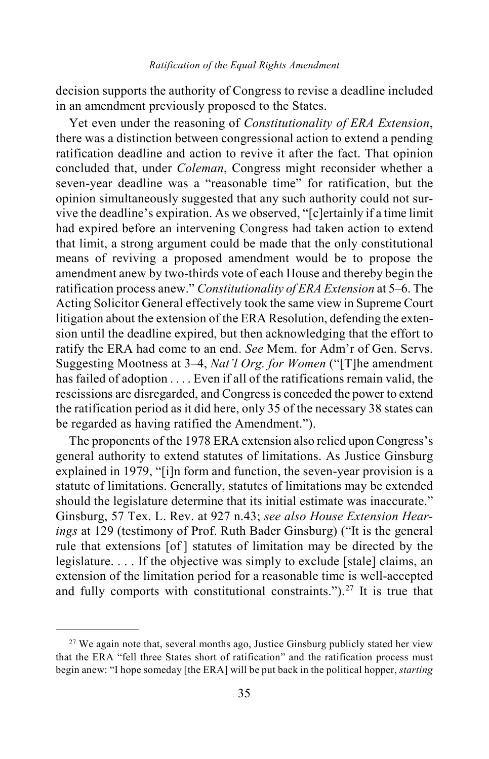decision supports the authority of Congress to revise a deadline included in an amendment previously proposed to the States.

Yet even under the reasoning of *Constitutionality of ERA Extension*, there was a distinction between congressional action to extend a pending ratification deadline and action to revive it after the fact. That opinion concluded that, under *Coleman*, Congress might reconsider whether a seven-year deadline was a "reasonable time" for ratification, but the opinion simultaneously suggested that any such authority could not survive the deadline's expiration. As we observed, "[c]ertainly if a time limit had expired before an intervening Congress had taken action to extend that limit, a strong argument could be made that the only constitutional means of reviving a proposed amendment would be to propose the amendment anew by two-thirds vote of each House and thereby begin the ratification process anew." *Constitutionality of ERA Extension* at 5–6. The Acting Solicitor General effectively took the same view in Supreme Court litigation about the extension of the ERA Resolution, defending the extension until the deadline expired, but then acknowledging that the effort to ratify the ERA had come to an end. *See* Mem. for Adm'r of Gen. Servs. Suggesting Mootness at 3–4, *Nat'l Org. for Women* ("[T]he amendment has failed of adoption . . . . Even if all of the ratifications remain valid, the rescissions are disregarded, and Congress is conceded the power to extend the ratification period as it did here, only 35 of the necessary 38 states can be regarded as having ratified the Amendment.").

The proponents of the 1978 ERA extension also relied upon Congress's general authority to extend statutes of limitations. As Justice Ginsburg explained in 1979, "[i]n form and function, the seven-year provision is a statute of limitations. Generally, statutes of limitations may be extended should the legislature determine that its initial estimate was inaccurate." Ginsburg, 57 Tex. L. Rev. at 927 n.43; *see also House Extension Hearings* at 129 (testimony of Prof. Ruth Bader Ginsburg) ("It is the general rule that extensions [of] statutes of limitation may be directed by the legislature. . . . If the objective was simply to exclude [stale] claims, an extension of the limitation period for a reasonable time is well-accepted and fully comports with constitutional constraints.").[27] It is true that

---

[27] We again note that, several months ago, Justice Ginsburg publicly stated her view that the ERA "fell three States short of ratification" and the ratification process must begin anew: "I hope someday [the ERA] will be put back in the political hopper, *starting*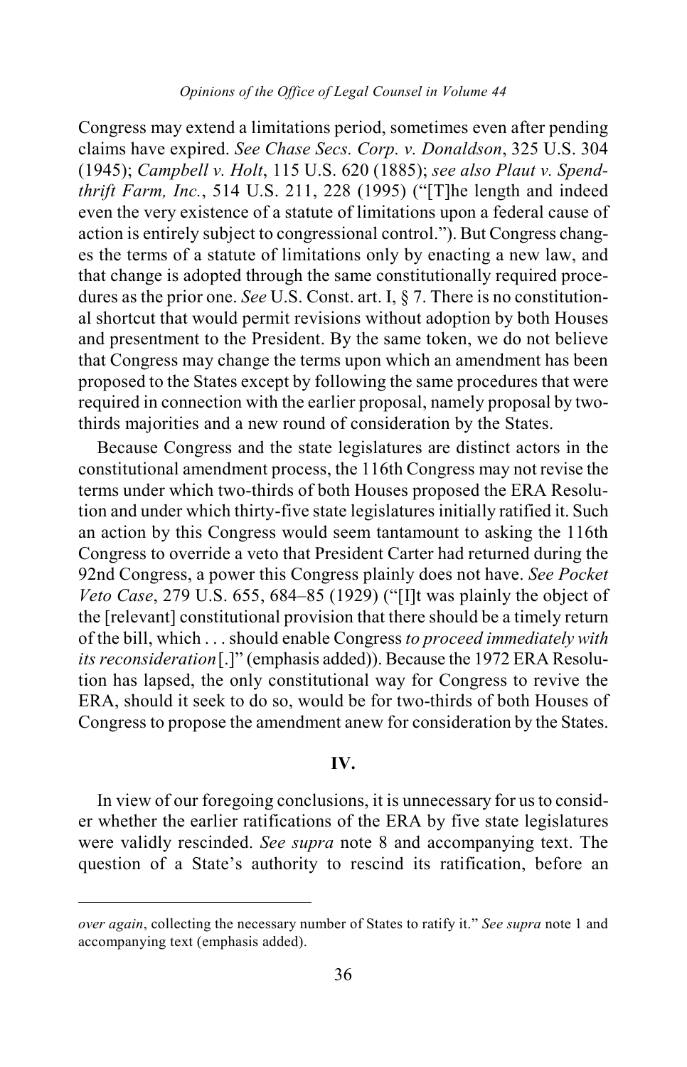Congress may extend a limitations period, sometimes even after pending claims have expired. *See Chase Secs. Corp. v. Donaldson*, 325 U.S. 304 (1945); *Campbell v. Holt*, 115 U.S. 620 (1885); *see also Plaut v. Spendthrift Farm, Inc.*, 514 U.S. 211, 228 (1995) ("[T]he length and indeed even the very existence of a statute of limitations upon a federal cause of action is entirely subject to congressional control."). But Congress changes the terms of a statute of limitations only by enacting a new law, and that change is adopted through the same constitutionally required procedures as the prior one. *See* U.S. Const. art. I, § 7. There is no constitutional shortcut that would permit revisions without adoption by both Houses and presentment to the President. By the same token, we do not believe that Congress may change the terms upon which an amendment has been proposed to the States except by following the same procedures that were required in connection with the earlier proposal, namely proposal by two-thirds majorities and a new round of consideration by the States.

Because Congress and the state legislatures are distinct actors in the constitutional amendment process, the 116th Congress may not revise the terms under which two-thirds of both Houses proposed the ERA Resolution and under which thirty-five state legislatures initially ratified it. Such an action by this Congress would seem tantamount to asking the 116th Congress to override a veto that President Carter had returned during the 92nd Congress, a power this Congress plainly does not have. *See Pocket Veto Case*, 279 U.S. 655, 684–85 (1929) ("[I]t was plainly the object of the [relevant] constitutional provision that there should be a timely return of the bill, which . . . should enable Congress *to proceed immediately with its reconsideration*[.]" (emphasis added)). Because the 1972 ERA Resolution has lapsed, the only constitutional way for Congress to revive the ERA, should it seek to do so, would be for two-thirds of both Houses of Congress to propose the amendment anew for consideration by the States.

## IV.

In view of our foregoing conclusions, it is unnecessary for us to consider whether the earlier ratifications of the ERA by five state legislatures were validly rescinded. *See supra* note 8 and accompanying text. The question of a State's authority to rescind its ratification, before an

---

*over again*, collecting the necessary number of States to ratify it." *See supra* note 1 and accompanying text (emphasis added).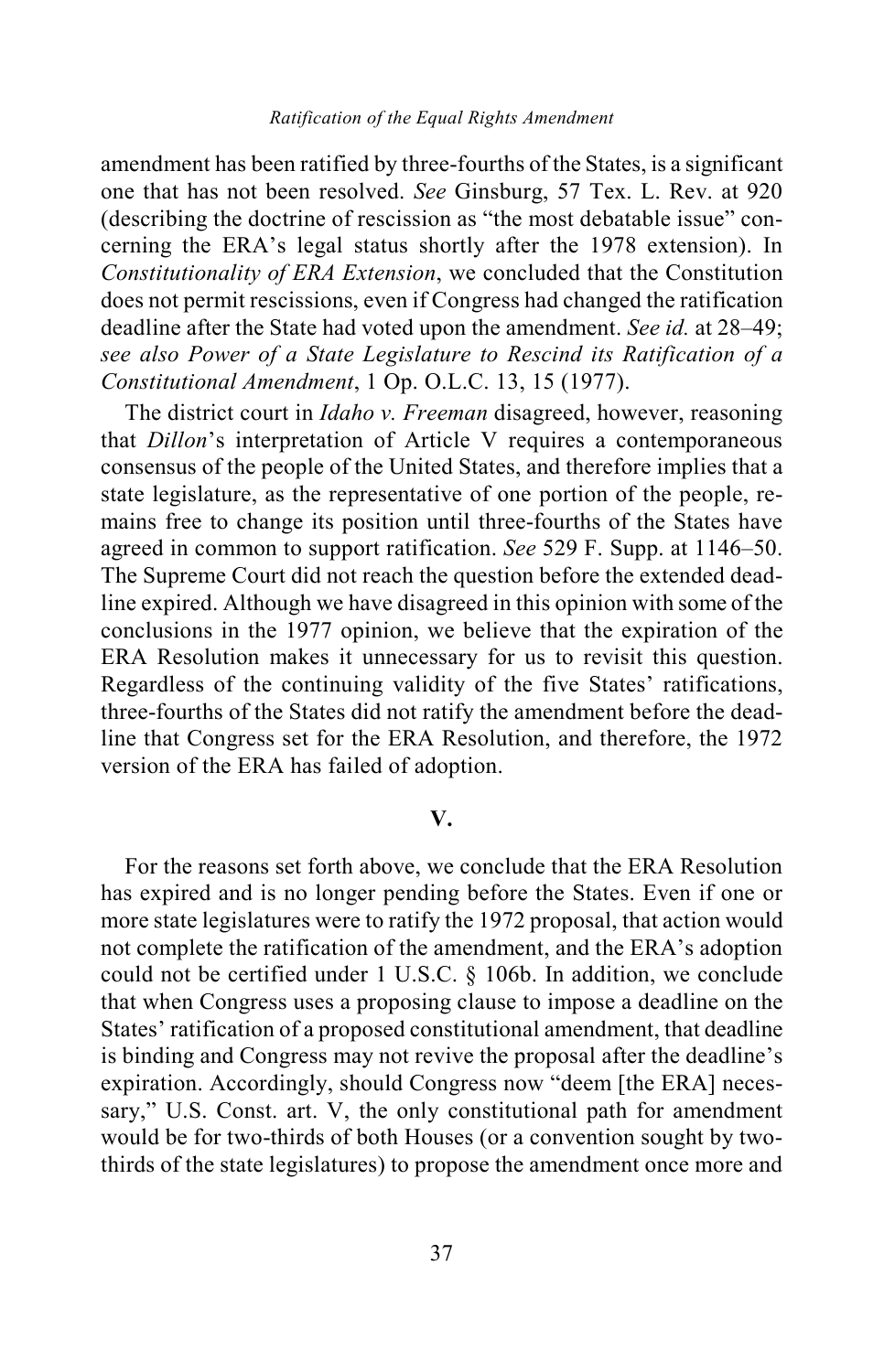amendment has been ratified by three-fourths of the States, is a significant one that has not been resolved. *See* Ginsburg, 57 Tex. L. Rev. at 920 (describing the doctrine of rescission as "the most debatable issue" concerning the ERA's legal status shortly after the 1978 extension). In *Constitutionality of ERA Extension*, we concluded that the Constitution does not permit rescissions, even if Congress had changed the ratification deadline after the State had voted upon the amendment. *See id.* at 28–49; *see also Power of a State Legislature to Rescind its Ratification of a Constitutional Amendment*, 1 Op. O.L.C. 13, 15 (1977).

The district court in *Idaho v. Freeman* disagreed, however, reasoning that *Dillon*'s interpretation of Article V requires a contemporaneous consensus of the people of the United States, and therefore implies that a state legislature, as the representative of one portion of the people, remains free to change its position until three-fourths of the States have agreed in common to support ratification. *See* 529 F. Supp. at 1146–50. The Supreme Court did not reach the question before the extended deadline expired. Although we have disagreed in this opinion with some of the conclusions in the 1977 opinion, we believe that the expiration of the ERA Resolution makes it unnecessary for us to revisit this question. Regardless of the continuing validity of the five States' ratifications, three-fourths of the States did not ratify the amendment before the deadline that Congress set for the ERA Resolution, and therefore, the 1972 version of the ERA has failed of adoption.

## V.

For the reasons set forth above, we conclude that the ERA Resolution has expired and is no longer pending before the States. Even if one or more state legislatures were to ratify the 1972 proposal, that action would not complete the ratification of the amendment, and the ERA's adoption could not be certified under 1 U.S.C. § 106b. In addition, we conclude that when Congress uses a proposing clause to impose a deadline on the States' ratification of a proposed constitutional amendment, that deadline is binding and Congress may not revive the proposal after the deadline's expiration. Accordingly, should Congress now "deem [the ERA] necessary," U.S. Const. art. V, the only constitutional path for amendment would be for two-thirds of both Houses (or a convention sought by two-thirds of the state legislatures) to propose the amendment once more and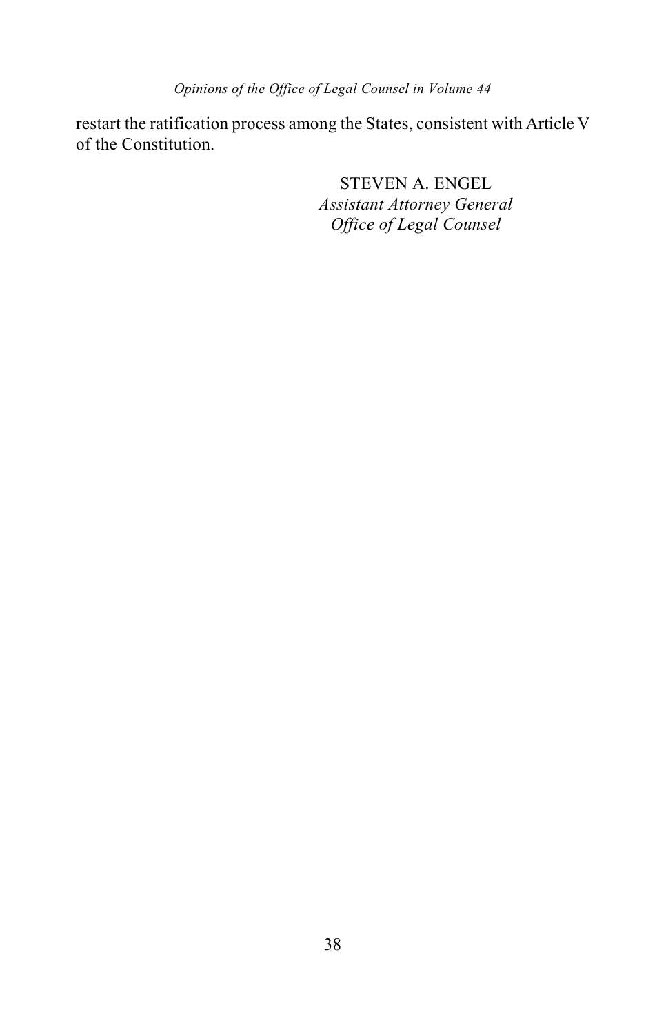restart the ratification process among the States, consistent with Article V of the Constitution.

STEVEN A. ENGEL
*Assistant Attorney General*
*Office of Legal Counsel*